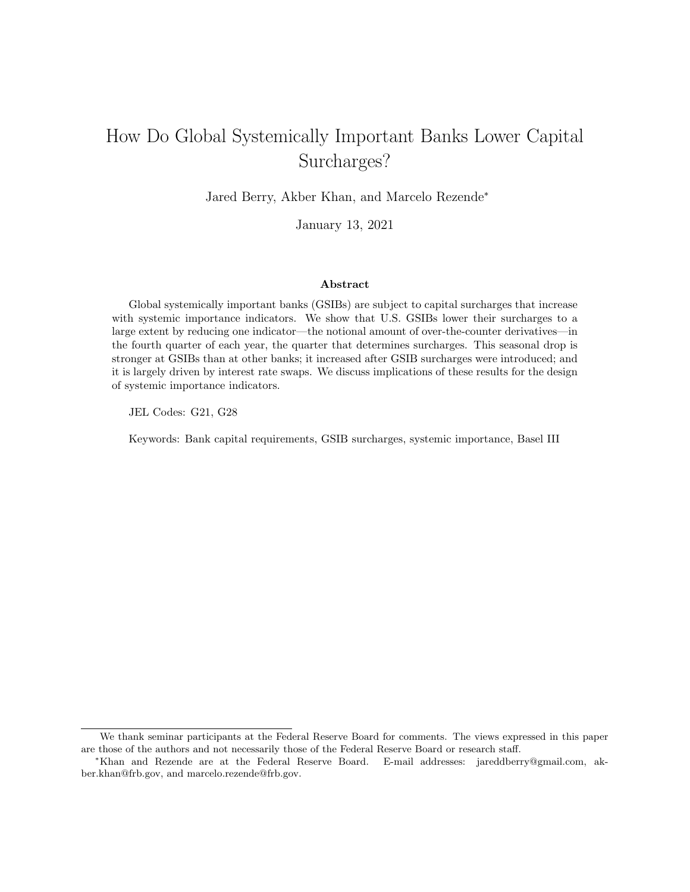# How Do Global Systemically Important Banks Lower Capital Surcharges?

Jared Berry, Akber Khan, and Marcelo Rezende*

January 13, 2021

## Abstract

Global systemically important banks (GSIBs) are subject to capital surcharges that increase with systemic importance indicators. We show that U.S. GSIBs lower their surcharges to a large extent by reducing one indicator—the notional amount of over-the-counter derivatives—in the fourth quarter of each year, the quarter that determines surcharges. This seasonal drop is stronger at GSIBs than at other banks; it increased after GSIB surcharges were introduced; and it is largely driven by interest rate swaps. We discuss implications of these results for the design of systemic importance indicators.

JEL Codes: G21, G28

Keywords: Bank capital requirements, GSIB surcharges, systemic importance, Basel III

---

We thank seminar participants at the Federal Reserve Board for comments. The views expressed in this paper are those of the authors and not necessarily those of the Federal Reserve Board or research staff.

*Khan and Rezende are at the Federal Reserve Board. E-mail addresses: jareddberry@gmail.com, akber.khan@frb.gov, and marcelo.rezende@frb.gov.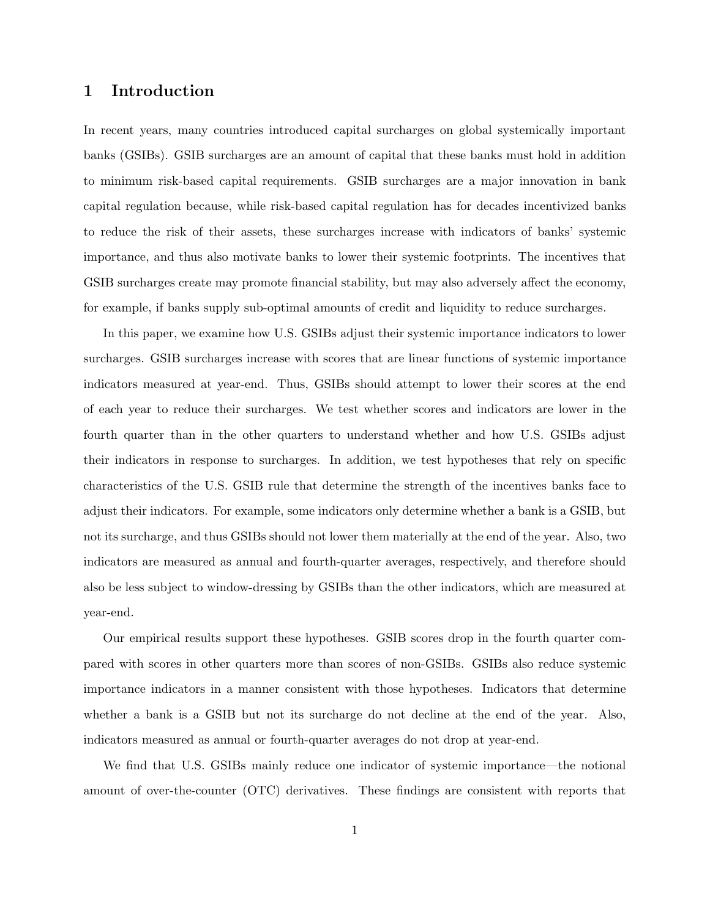# 1 Introduction

In recent years, many countries introduced capital surcharges on global systemically important banks (GSIBs). GSIB surcharges are an amount of capital that these banks must hold in addition to minimum risk-based capital requirements. GSIB surcharges are a major innovation in bank capital regulation because, while risk-based capital regulation has for decades incentivized banks to reduce the risk of their assets, these surcharges increase with indicators of banks' systemic importance, and thus also motivate banks to lower their systemic footprints. The incentives that GSIB surcharges create may promote financial stability, but may also adversely affect the economy, for example, if banks supply sub-optimal amounts of credit and liquidity to reduce surcharges.

In this paper, we examine how U.S. GSIBs adjust their systemic importance indicators to lower surcharges. GSIB surcharges increase with scores that are linear functions of systemic importance indicators measured at year-end. Thus, GSIBs should attempt to lower their scores at the end of each year to reduce their surcharges. We test whether scores and indicators are lower in the fourth quarter than in the other quarters to understand whether and how U.S. GSIBs adjust their indicators in response to surcharges. In addition, we test hypotheses that rely on specific characteristics of the U.S. GSIB rule that determine the strength of the incentives banks face to adjust their indicators. For example, some indicators only determine whether a bank is a GSIB, but not its surcharge, and thus GSIBs should not lower them materially at the end of the year. Also, two indicators are measured as annual and fourth-quarter averages, respectively, and therefore should also be less subject to window-dressing by GSIBs than the other indicators, which are measured at year-end.

Our empirical results support these hypotheses. GSIB scores drop in the fourth quarter compared with scores in other quarters more than scores of non-GSIBs. GSIBs also reduce systemic importance indicators in a manner consistent with those hypotheses. Indicators that determine whether a bank is a GSIB but not its surcharge do not decline at the end of the year. Also, indicators measured as annual or fourth-quarter averages do not drop at year-end.

We find that U.S. GSIBs mainly reduce one indicator of systemic importance—the notional amount of over-the-counter (OTC) derivatives. These findings are consistent with reports that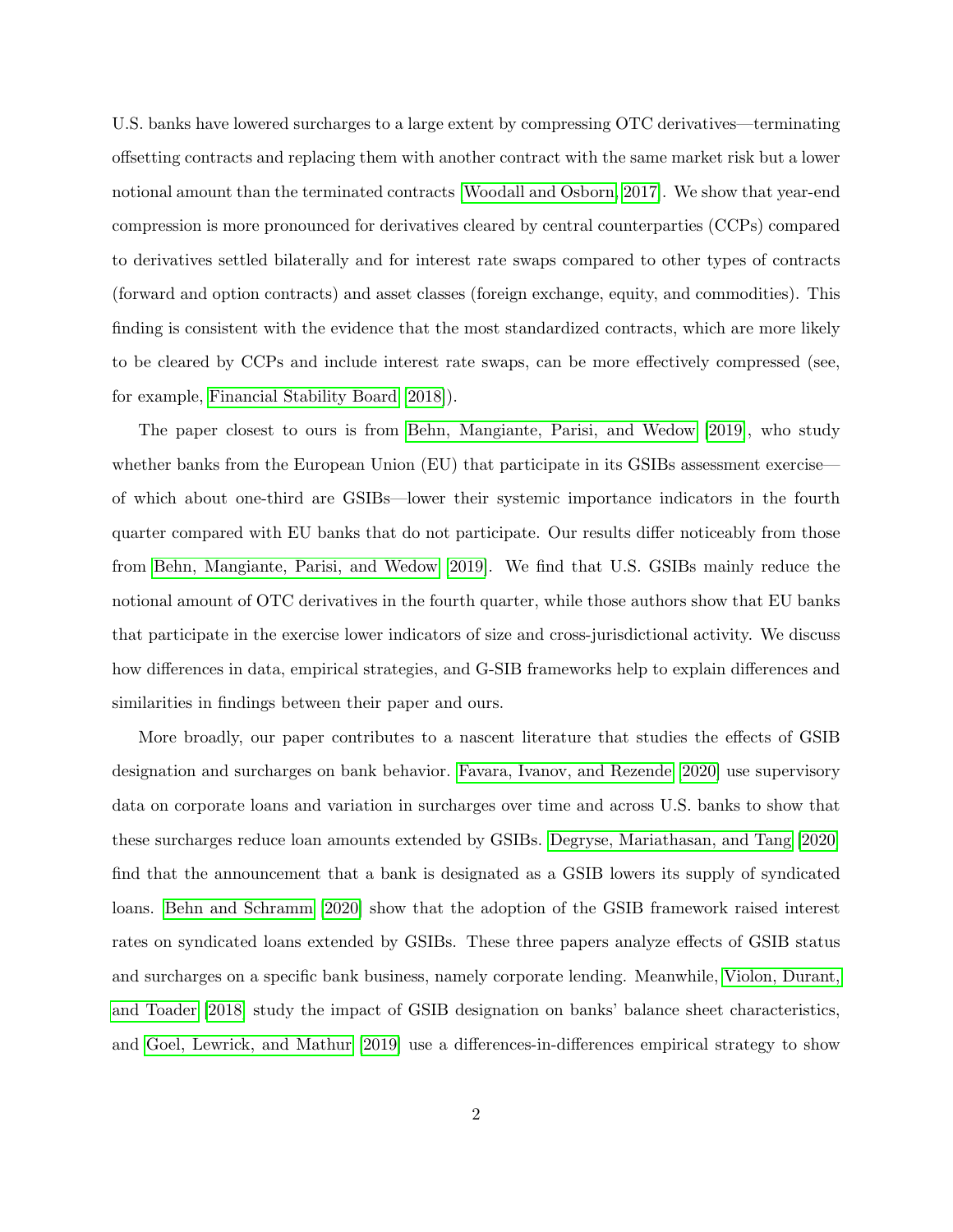U.S. banks have lowered surcharges to a large extent by compressing OTC derivatives—terminating offsetting contracts and replacing them with another contract with the same market risk but a lower notional amount than the terminated contracts [Woodall and Osborn, 2017]. We show that year-end compression is more pronounced for derivatives cleared by central counterparties (CCPs) compared to derivatives settled bilaterally and for interest rate swaps compared to other types of contracts (forward and option contracts) and asset classes (foreign exchange, equity, and commodities). This finding is consistent with the evidence that the most standardized contracts, which are more likely to be cleared by CCPs and include interest rate swaps, can be more effectively compressed (see, for example, Financial Stability Board [2018]).

The paper closest to ours is from Behn, Mangiante, Parisi, and Wedow [2019], who study whether banks from the European Union (EU) that participate in its GSIBs assessment exercise—of which about one-third are GSIBs—lower their systemic importance indicators in the fourth quarter compared with EU banks that do not participate. Our results differ noticeably from those from Behn, Mangiante, Parisi, and Wedow [2019]. We find that U.S. GSIBs mainly reduce the notional amount of OTC derivatives in the fourth quarter, while those authors show that EU banks that participate in the exercise lower indicators of size and cross-jurisdictional activity. We discuss how differences in data, empirical strategies, and G-SIB frameworks help to explain differences and similarities in findings between their paper and ours.

More broadly, our paper contributes to a nascent literature that studies the effects of GSIB designation and surcharges on bank behavior. Favara, Ivanov, and Rezende [2020] use supervisory data on corporate loans and variation in surcharges over time and across U.S. banks to show that these surcharges reduce loan amounts extended by GSIBs. Degryse, Mariathasan, and Tang [2020] find that the announcement that a bank is designated as a GSIB lowers its supply of syndicated loans. Behn and Schramm [2020] show that the adoption of the GSIB framework raised interest rates on syndicated loans extended by GSIBs. These three papers analyze effects of GSIB status and surcharges on a specific bank business, namely corporate lending. Meanwhile, Violon, Durant, and Toader [2018] study the impact of GSIB designation on banks' balance sheet characteristics, and Goel, Lewrick, and Mathur [2019] use a differences-in-differences empirical strategy to show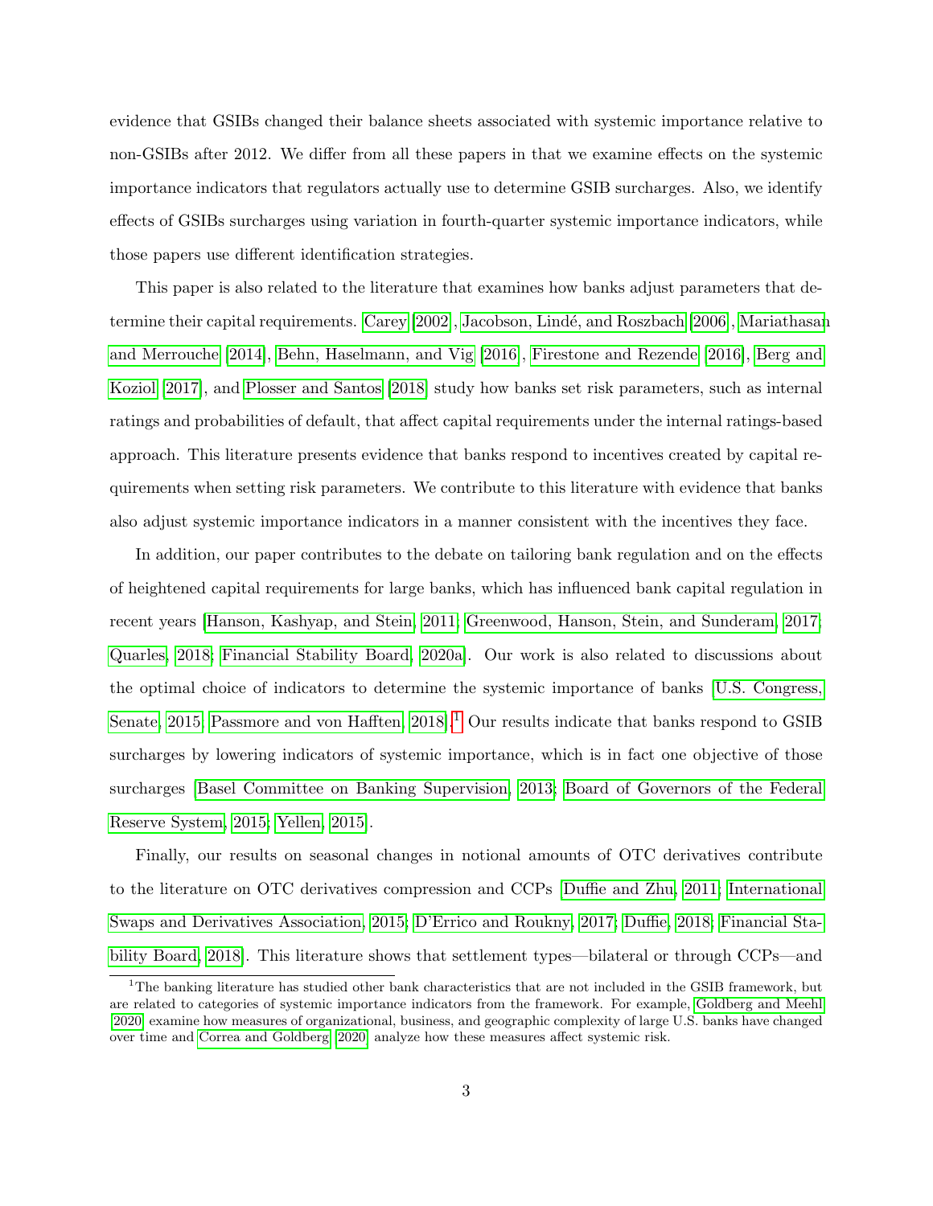evidence that GSIBs changed their balance sheets associated with systemic importance relative to non-GSIBs after 2012. We differ from all these papers in that we examine effects on the systemic importance indicators that regulators actually use to determine GSIB surcharges. Also, we identify effects of GSIBs surcharges using variation in fourth-quarter systemic importance indicators, while those papers use different identification strategies.

This paper is also related to the literature that examines how banks adjust parameters that determine their capital requirements. Carey [2002], Jacobson, Lindé, and Roszbach [2006], Mariathasan and Merrouche [2014], Behn, Haselmann, and Vig [2016], Firestone and Rezende [2016], Berg and Koziol [2017], and Plosser and Santos [2018] study how banks set risk parameters, such as internal ratings and probabilities of default, that affect capital requirements under the internal ratings-based approach. This literature presents evidence that banks respond to incentives created by capital requirements when setting risk parameters. We contribute to this literature with evidence that banks also adjust systemic importance indicators in a manner consistent with the incentives they face.

In addition, our paper contributes to the debate on tailoring bank regulation and on the effects of heightened capital requirements for large banks, which has influenced bank capital regulation in recent years [Hanson, Kashyap, and Stein, 2011; Greenwood, Hanson, Stein, and Sunderam, 2017; Quarles, 2018; Financial Stability Board, 2020a]. Our work is also related to discussions about the optimal choice of indicators to determine the systemic importance of banks [U.S. Congress, Senate, 2015; Passmore and von Hafften, 2018].[1] Our results indicate that banks respond to GSIB surcharges by lowering indicators of systemic importance, which is in fact one objective of those surcharges [Basel Committee on Banking Supervision, 2013; Board of Governors of the Federal Reserve System, 2015; Yellen, 2015].

Finally, our results on seasonal changes in notional amounts of OTC derivatives contribute to the literature on OTC derivatives compression and CCPs [Duffie and Zhu, 2011; International Swaps and Derivatives Association, 2015; D'Errico and Roukny, 2017; Duffie, 2018; Financial Stability Board, 2018]. This literature shows that settlement types—bilateral or through CCPs—and

[1] The banking literature has studied other bank characteristics that are not included in the GSIB framework, but are related to categories of systemic importance indicators from the framework. For example, Goldberg and Meehl [2020] examine how measures of organizational, business, and geographic complexity of large U.S. banks have changed over time and Correa and Goldberg [2020] analyze how these measures affect systemic risk.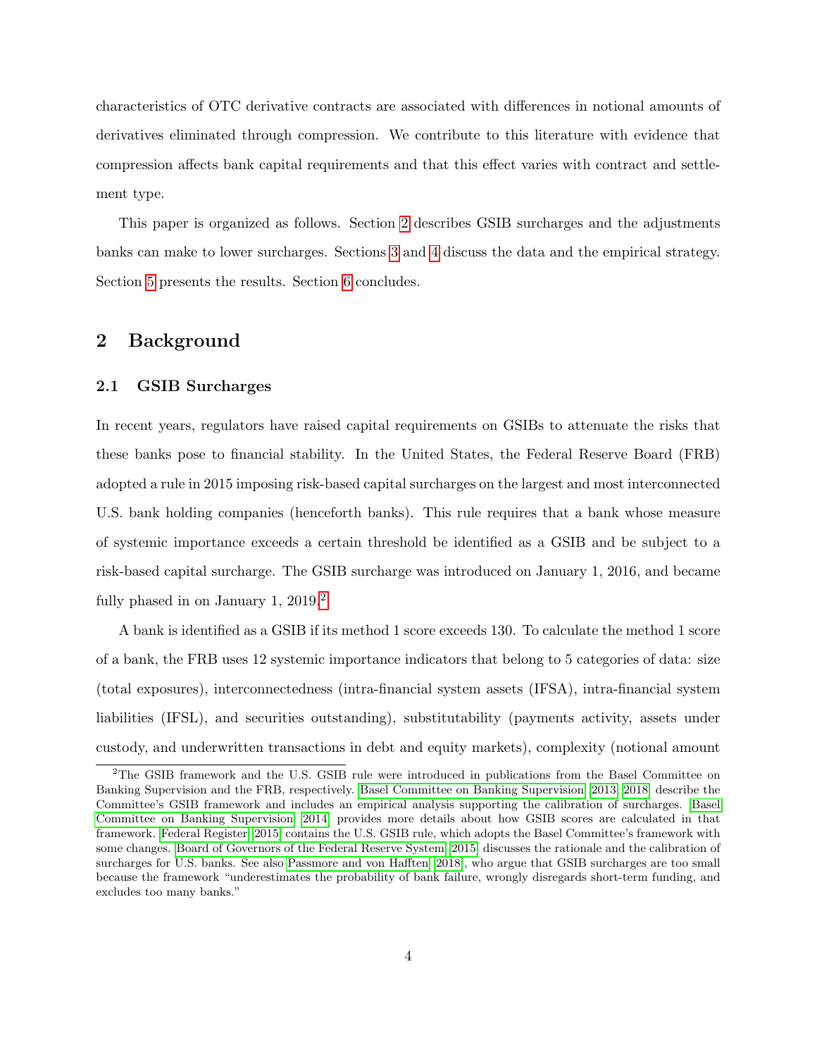characteristics of OTC derivative contracts are associated with differences in notional amounts of derivatives eliminated through compression. We contribute to this literature with evidence that compression affects bank capital requirements and that this effect varies with contract and settlement type.

This paper is organized as follows. Section 2 describes GSIB surcharges and the adjustments banks can make to lower surcharges. Sections 3 and 4 discuss the data and the empirical strategy. Section 5 presents the results. Section 6 concludes.

## 2 Background

### 2.1 GSIB Surcharges

In recent years, regulators have raised capital requirements on GSIBs to attenuate the risks that these banks pose to financial stability. In the United States, the Federal Reserve Board (FRB) adopted a rule in 2015 imposing risk-based capital surcharges on the largest and most interconnected U.S. bank holding companies (henceforth banks). This rule requires that a bank whose measure of systemic importance exceeds a certain threshold be identified as a GSIB and be subject to a risk-based capital surcharge. The GSIB surcharge was introduced on January 1, 2016, and became fully phased in on January 1, 2019.[2]

A bank is identified as a GSIB if its method 1 score exceeds 130. To calculate the method 1 score of a bank, the FRB uses 12 systemic importance indicators that belong to 5 categories of data: size (total exposures), interconnectedness (intra-financial system assets (IFSA), intra-financial system liabilities (IFSL), and securities outstanding), substitutability (payments activity, assets under custody, and underwritten transactions in debt and equity markets), complexity (notional amount

[2] The GSIB framework and the U.S. GSIB rule were introduced in publications from the Basel Committee on Banking Supervision and the FRB, respectively. Basel Committee on Banking Supervision (2013, 2018) describe the Committee's GSIB framework and includes an empirical analysis supporting the calibration of surcharges. Basel Committee on Banking Supervision (2014) provides more details about how GSIB scores are calculated in that framework. Federal Register (2015) contains the U.S. GSIB rule, which adopts the Basel Committee's framework with some changes. Board of Governors of the Federal Reserve System (2015) discusses the rationale and the calibration of surcharges for U.S. banks. See also Passmore and von Hafften (2018), who argue that GSIB surcharges are too small because the framework "underestimates the probability of bank failure, wrongly disregards short-term funding, and excludes too many banks."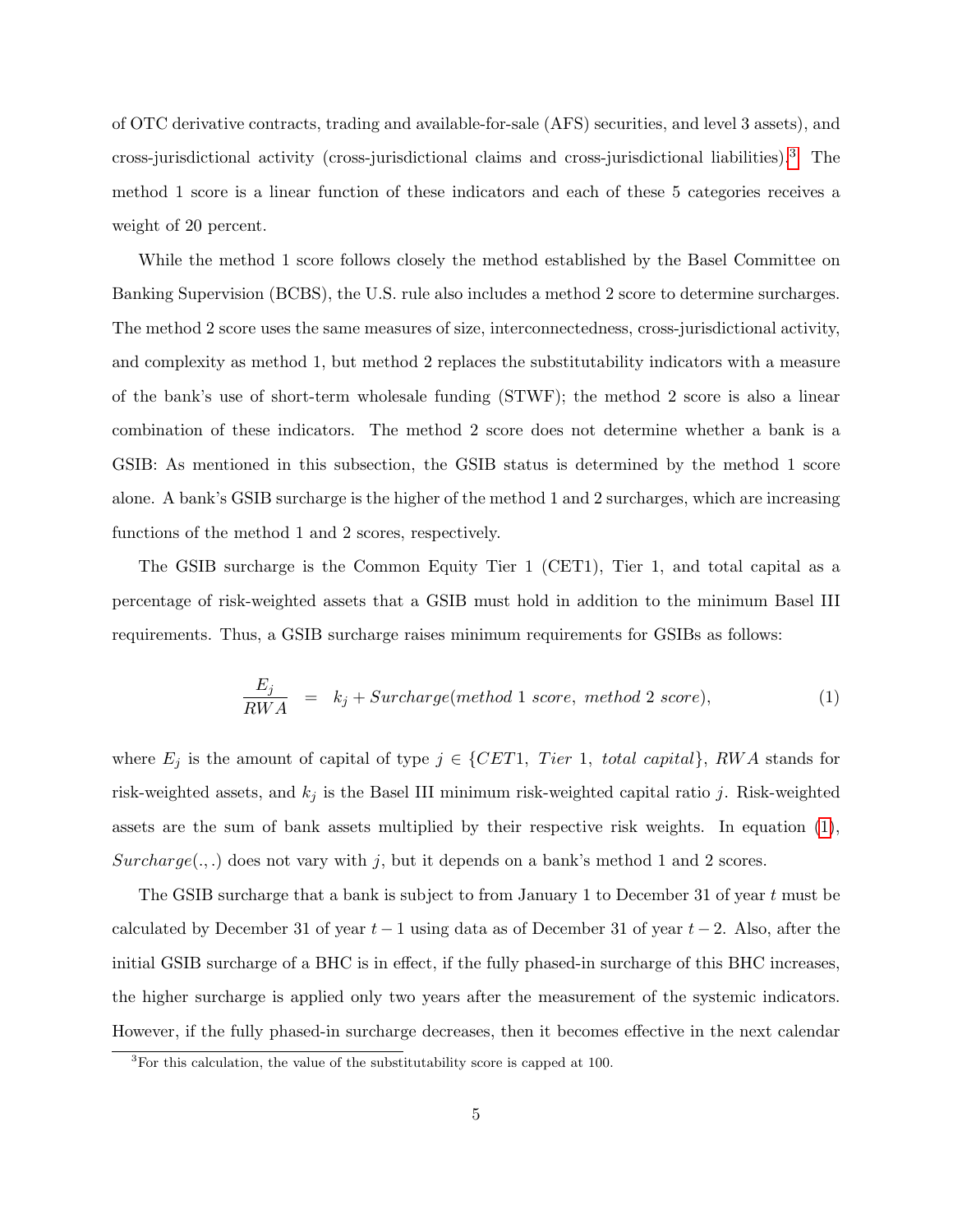of OTC derivative contracts, trading and available-for-sale (AFS) securities, and level 3 assets), and cross-jurisdictional activity (cross-jurisdictional claims and cross-jurisdictional liabilities).[3] The method 1 score is a linear function of these indicators and each of these 5 categories receives a weight of 20 percent.

While the method 1 score follows closely the method established by the Basel Committee on Banking Supervision (BCBS), the U.S. rule also includes a method 2 score to determine surcharges. The method 2 score uses the same measures of size, interconnectedness, cross-jurisdictional activity, and complexity as method 1, but method 2 replaces the substitutability indicators with a measure of the bank's use of short-term wholesale funding (STWF); the method 2 score is also a linear combination of these indicators. The method 2 score does not determine whether a bank is a GSIB: As mentioned in this subsection, the GSIB status is determined by the method 1 score alone. A bank's GSIB surcharge is the higher of the method 1 and 2 surcharges, which are increasing functions of the method 1 and 2 scores, respectively.

The GSIB surcharge is the Common Equity Tier 1 (CET1), Tier 1, and total capital as a percentage of risk-weighted assets that a GSIB must hold in addition to the minimum Basel III requirements. Thus, a GSIB surcharge raises minimum requirements for GSIBs as follows:

$$\frac{E_j}{RWA} = k_j + Surcharge(method\ 1\ score,\ method\ 2\ score), \tag{1}$$

where $E_j$ is the amount of capital of type $j \in \{CET1,\ Tier\ 1,\ total\ capital\}$, $RWA$ stands for risk-weighted assets, and $k_j$ is the Basel III minimum risk-weighted capital ratio $j$. Risk-weighted assets are the sum of bank assets multiplied by their respective risk weights. In equation (1), $Surcharge(.,.)$ does not vary with $j$, but it depends on a bank's method 1 and 2 scores.

The GSIB surcharge that a bank is subject to from January 1 to December 31 of year $t$ must be calculated by December 31 of year $t-1$ using data as of December 31 of year $t-2$. Also, after the initial GSIB surcharge of a BHC is in effect, if the fully phased-in surcharge of this BHC increases, the higher surcharge is applied only two years after the measurement of the systemic indicators. However, if the fully phased-in surcharge decreases, then it becomes effective in the next calendar

[3] For this calculation, the value of the substitutability score is capped at 100.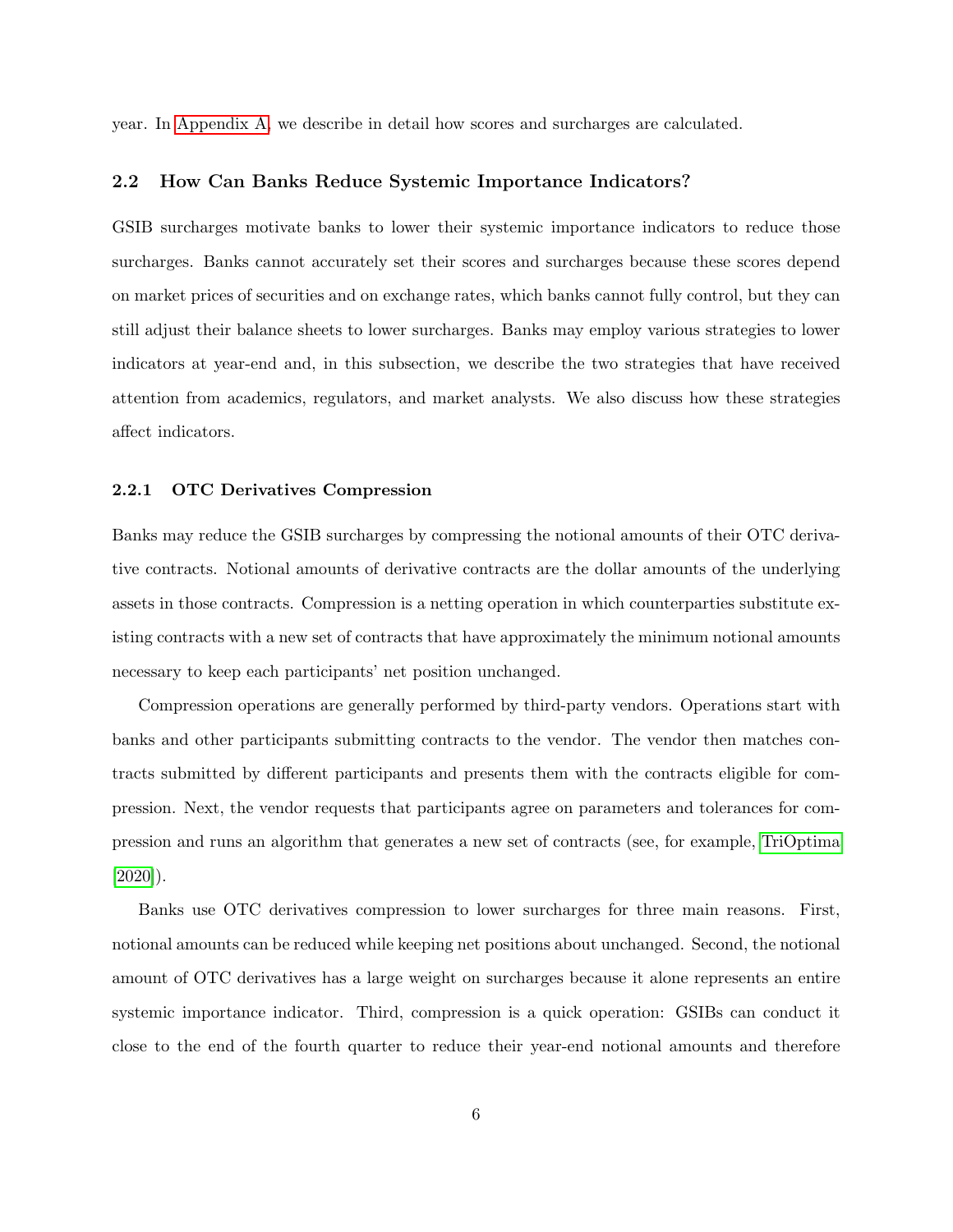year. In Appendix A, we describe in detail how scores and surcharges are calculated.

### 2.2 How Can Banks Reduce Systemic Importance Indicators?

GSIB surcharges motivate banks to lower their systemic importance indicators to reduce those surcharges. Banks cannot accurately set their scores and surcharges because these scores depend on market prices of securities and on exchange rates, which banks cannot fully control, but they can still adjust their balance sheets to lower surcharges. Banks may employ various strategies to lower indicators at year-end and, in this subsection, we describe the two strategies that have received attention from academics, regulators, and market analysts. We also discuss how these strategies affect indicators.

#### 2.2.1 OTC Derivatives Compression

Banks may reduce the GSIB surcharges by compressing the notional amounts of their OTC derivative contracts. Notional amounts of derivative contracts are the dollar amounts of the underlying assets in those contracts. Compression is a netting operation in which counterparties substitute existing contracts with a new set of contracts that have approximately the minimum notional amounts necessary to keep each participants' net position unchanged.

Compression operations are generally performed by third-party vendors. Operations start with banks and other participants submitting contracts to the vendor. The vendor then matches contracts submitted by different participants and presents them with the contracts eligible for compression. Next, the vendor requests that participants agree on parameters and tolerances for compression and runs an algorithm that generates a new set of contracts (see, for example, TriOptima [2020]).

Banks use OTC derivatives compression to lower surcharges for three main reasons. First, notional amounts can be reduced while keeping net positions about unchanged. Second, the notional amount of OTC derivatives has a large weight on surcharges because it alone represents an entire systemic importance indicator. Third, compression is a quick operation: GSIBs can conduct it close to the end of the fourth quarter to reduce their year-end notional amounts and therefore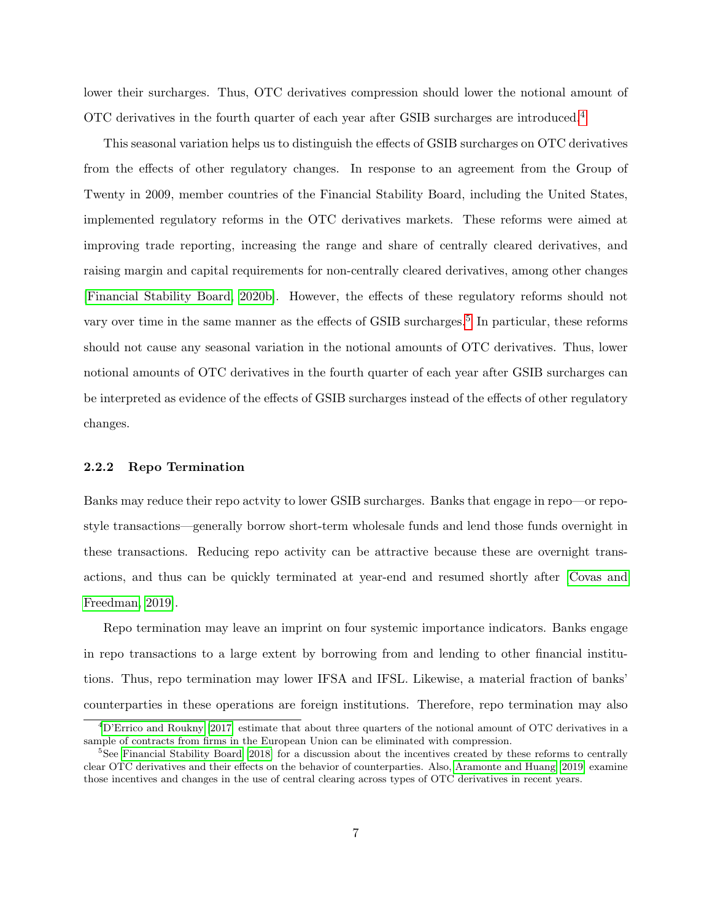lower their surcharges. Thus, OTC derivatives compression should lower the notional amount of OTC derivatives in the fourth quarter of each year after GSIB surcharges are introduced.[4]

This seasonal variation helps us to distinguish the effects of GSIB surcharges on OTC derivatives from the effects of other regulatory changes. In response to an agreement from the Group of Twenty in 2009, member countries of the Financial Stability Board, including the United States, implemented regulatory reforms in the OTC derivatives markets. These reforms were aimed at improving trade reporting, increasing the range and share of centrally cleared derivatives, and raising margin and capital requirements for non-centrally cleared derivatives, among other changes [Financial Stability Board, 2020b]. However, the effects of these regulatory reforms should not vary over time in the same manner as the effects of GSIB surcharges.[5] In particular, these reforms should not cause any seasonal variation in the notional amounts of OTC derivatives. Thus, lower notional amounts of OTC derivatives in the fourth quarter of each year after GSIB surcharges can be interpreted as evidence of the effects of GSIB surcharges instead of the effects of other regulatory changes.

### 2.2.2 Repo Termination

Banks may reduce their repo actvity to lower GSIB surcharges. Banks that engage in repo—or repo-style transactions—generally borrow short-term wholesale funds and lend those funds overnight in these transactions. Reducing repo activity can be attractive because these are overnight transactions, and thus can be quickly terminated at year-end and resumed shortly after [Covas and Freedman, 2019].

Repo termination may leave an imprint on four systemic importance indicators. Banks engage in repo transactions to a large extent by borrowing from and lending to other financial institutions. Thus, repo termination may lower IFSA and IFSL. Likewise, a material fraction of banks' counterparties in these operations are foreign institutions. Therefore, repo termination may also

---

[4] D'Errico and Roukny [2017] estimate that about three quarters of the notional amount of OTC derivatives in a sample of contracts from firms in the European Union can be eliminated with compression.

[5] See Financial Stability Board [2018] for a discussion about the incentives created by these reforms to centrally clear OTC derivatives and their effects on the behavior of counterparties. Also, Aramonte and Huang [2019] examine those incentives and changes in the use of central clearing across types of OTC derivatives in recent years.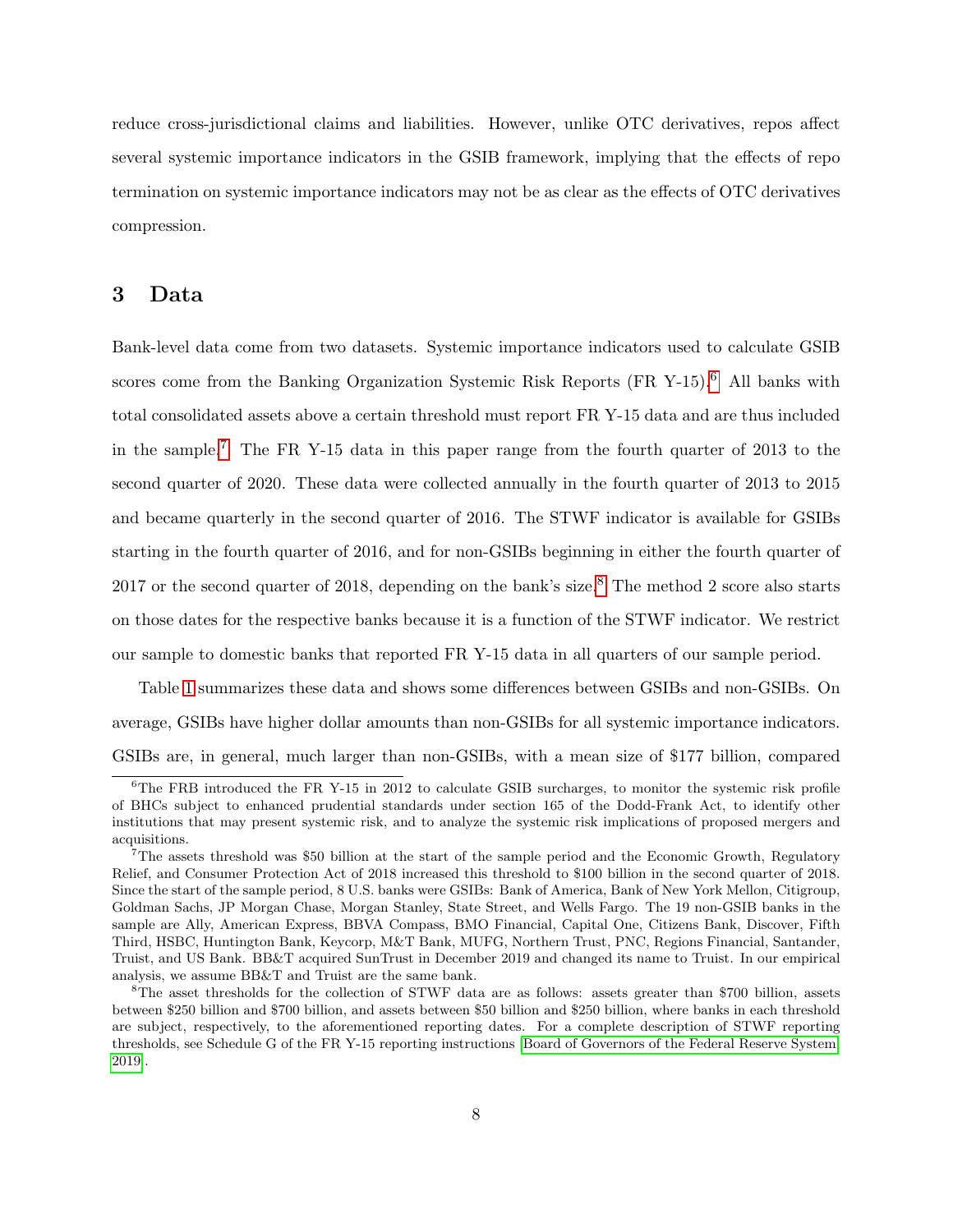reduce cross-jurisdictional claims and liabilities. However, unlike OTC derivatives, repos affect several systemic importance indicators in the GSIB framework, implying that the effects of repo termination on systemic importance indicators may not be as clear as the effects of OTC derivatives compression.

## 3 Data

Bank-level data come from two datasets. Systemic importance indicators used to calculate GSIB scores come from the Banking Organization Systemic Risk Reports (FR Y-15).[6] All banks with total consolidated assets above a certain threshold must report FR Y-15 data and are thus included in the sample.[7] The FR Y-15 data in this paper range from the fourth quarter of 2013 to the second quarter of 2020. These data were collected annually in the fourth quarter of 2013 to 2015 and became quarterly in the second quarter of 2016. The STWF indicator is available for GSIBs starting in the fourth quarter of 2016, and for non-GSIBs beginning in either the fourth quarter of 2017 or the second quarter of 2018, depending on the bank's size.[8] The method 2 score also starts on those dates for the respective banks because it is a function of the STWF indicator. We restrict our sample to domestic banks that reported FR Y-15 data in all quarters of our sample period.

Table 1 summarizes these data and shows some differences between GSIBs and non-GSIBs. On average, GSIBs have higher dollar amounts than non-GSIBs for all systemic importance indicators. GSIBs are, in general, much larger than non-GSIBs, with a mean size of $177 billion, compared

---

[6] The FRB introduced the FR Y-15 in 2012 to calculate GSIB surcharges, to monitor the systemic risk profile of BHCs subject to enhanced prudential standards under section 165 of the Dodd-Frank Act, to identify other institutions that may present systemic risk, and to analyze the systemic risk implications of proposed mergers and acquisitions.

[7] The assets threshold was $50 billion at the start of the sample period and the Economic Growth, Regulatory Relief, and Consumer Protection Act of 2018 increased this threshold to $100 billion in the second quarter of 2018. Since the start of the sample period, 8 U.S. banks were GSIBs: Bank of America, Bank of New York Mellon, Citigroup, Goldman Sachs, JP Morgan Chase, Morgan Stanley, State Street, and Wells Fargo. The 19 non-GSIB banks in the sample are Ally, American Express, BBVA Compass, BMO Financial, Capital One, Citizens Bank, Discover, Fifth Third, HSBC, Huntington Bank, Keycorp, M&T Bank, MUFG, Northern Trust, PNC, Regions Financial, Santander, Truist, and US Bank. BB&T acquired SunTrust in December 2019 and changed its name to Truist. In our empirical analysis, we assume BB&T and Truist are the same bank.

[8] The asset thresholds for the collection of STWF data are as follows: assets greater than $700 billion, assets between $250 billion and $700 billion, and assets between $50 billion and $250 billion, where banks in each threshold are subject, respectively, to the aforementioned reporting dates. For a complete description of STWF reporting thresholds, see Schedule G of the FR Y-15 reporting instructions (Board of Governors of the Federal Reserve System 2019).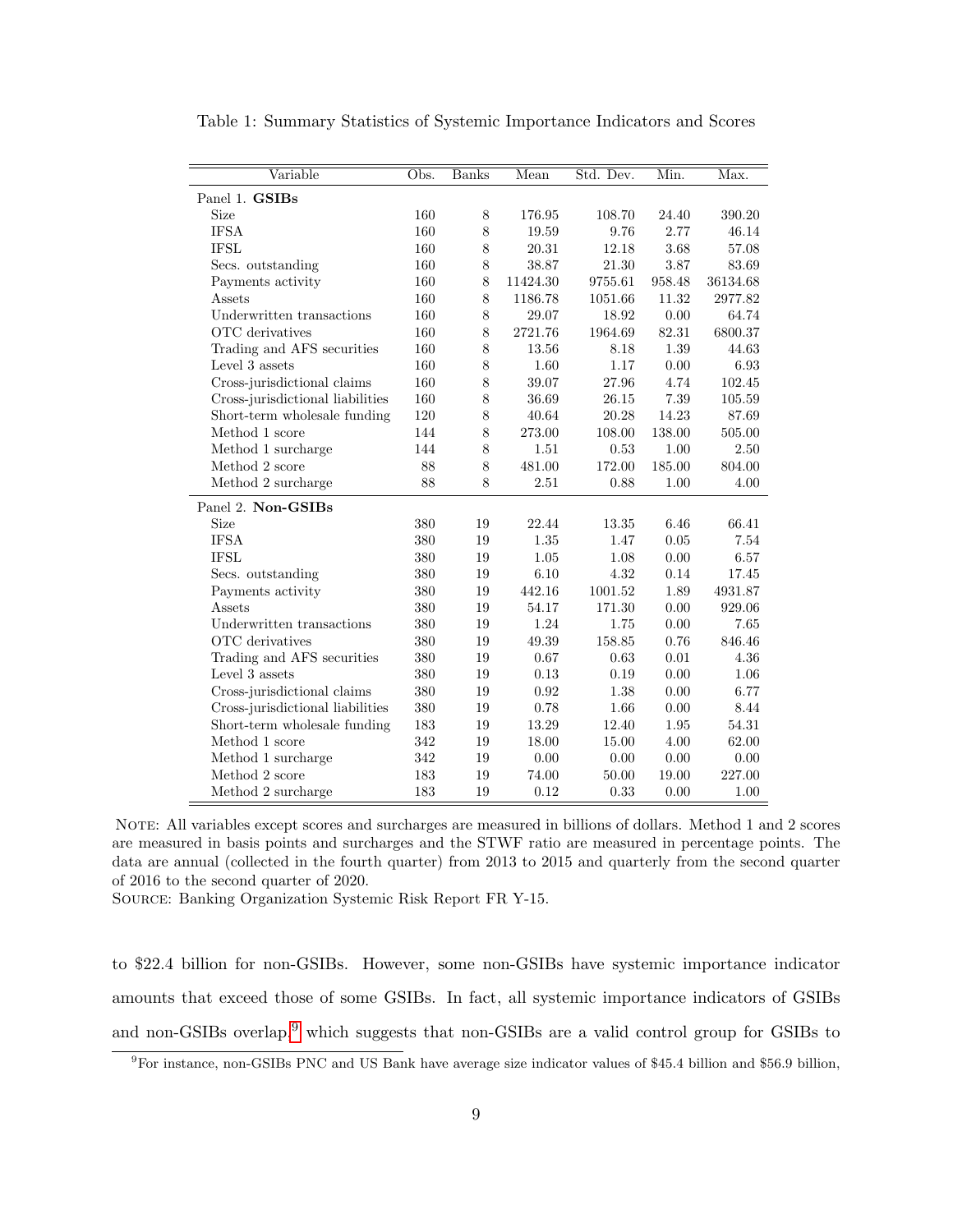Table 1: Summary Statistics of Systemic Importance Indicators and Scores

| Variable | Obs. | Banks | Mean | Std. Dev. | Min. | Max. |
|---|---|---|---|---|---|---|
| Panel 1. **GSIBs** | | | | | | |
| Size | 160 | 8 | 176.95 | 108.70 | 24.40 | 390.20 |
| IFSA | 160 | 8 | 19.59 | 9.76 | 2.77 | 46.14 |
| IFSL | 160 | 8 | 20.31 | 12.18 | 3.68 | 57.08 |
| Secs. outstanding | 160 | 8 | 38.87 | 21.30 | 3.87 | 83.69 |
| Payments activity | 160 | 8 | 11424.30 | 9755.61 | 958.48 | 36134.68 |
| Assets | 160 | 8 | 1186.78 | 1051.66 | 11.32 | 2977.82 |
| Underwritten transactions | 160 | 8 | 29.07 | 18.92 | 0.00 | 64.74 |
| OTC derivatives | 160 | 8 | 2721.76 | 1964.69 | 82.31 | 6800.37 |
| Trading and AFS securities | 160 | 8 | 13.56 | 8.18 | 1.39 | 44.63 |
| Level 3 assets | 160 | 8 | 1.60 | 1.17 | 0.00 | 6.93 |
| Cross-jurisdictional claims | 160 | 8 | 39.07 | 27.96 | 4.74 | 102.45 |
| Cross-jurisdictional liabilities | 160 | 8 | 36.69 | 26.15 | 7.39 | 105.59 |
| Short-term wholesale funding | 120 | 8 | 40.64 | 20.28 | 14.23 | 87.69 |
| Method 1 score | 144 | 8 | 273.00 | 108.00 | 138.00 | 505.00 |
| Method 1 surcharge | 144 | 8 | 1.51 | 0.53 | 1.00 | 2.50 |
| Method 2 score | 88 | 8 | 481.00 | 172.00 | 185.00 | 804.00 |
| Method 2 surcharge | 88 | 8 | 2.51 | 0.88 | 1.00 | 4.00 |
| Panel 2. **Non-GSIBs** | | | | | | |
| Size | 380 | 19 | 22.44 | 13.35 | 6.46 | 66.41 |
| IFSA | 380 | 19 | 1.35 | 1.47 | 0.05 | 7.54 |
| IFSL | 380 | 19 | 1.05 | 1.08 | 0.00 | 6.57 |
| Secs. outstanding | 380 | 19 | 6.10 | 4.32 | 0.14 | 17.45 |
| Payments activity | 380 | 19 | 442.16 | 1001.52 | 1.89 | 4931.87 |
| Assets | 380 | 19 | 54.17 | 171.30 | 0.00 | 929.06 |
| Underwritten transactions | 380 | 19 | 1.24 | 1.75 | 0.00 | 7.65 |
| OTC derivatives | 380 | 19 | 49.39 | 158.85 | 0.76 | 846.46 |
| Trading and AFS securities | 380 | 19 | 0.67 | 0.63 | 0.01 | 4.36 |
| Level 3 assets | 380 | 19 | 0.13 | 0.19 | 0.00 | 1.06 |
| Cross-jurisdictional claims | 380 | 19 | 0.92 | 1.38 | 0.00 | 6.77 |
| Cross-jurisdictional liabilities | 380 | 19 | 0.78 | 1.66 | 0.00 | 8.44 |
| Short-term wholesale funding | 183 | 19 | 13.29 | 12.40 | 1.95 | 54.31 |
| Method 1 score | 342 | 19 | 18.00 | 15.00 | 4.00 | 62.00 |
| Method 1 surcharge | 342 | 19 | 0.00 | 0.00 | 0.00 | 0.00 |
| Method 2 score | 183 | 19 | 74.00 | 50.00 | 19.00 | 227.00 |
| Method 2 surcharge | 183 | 19 | 0.12 | 0.33 | 0.00 | 1.00 |

NOTE: All variables except scores and surcharges are measured in billions of dollars. Method 1 and 2 scores are measured in basis points and surcharges and the STWF ratio are measured in percentage points. The data are annual (collected in the fourth quarter) from 2013 to 2015 and quarterly from the second quarter of 2016 to the second quarter of 2020.
SOURCE: Banking Organization Systemic Risk Report FR Y-15.

to $22.4 billion for non-GSIBs. However, some non-GSIBs have systemic importance indicator amounts that exceed those of some GSIBs. In fact, all systemic importance indicators of GSIBs and non-GSIBs overlap,[9] which suggests that non-GSIBs are a valid control group for GSIBs to

[9] For instance, non-GSIBs PNC and US Bank have average size indicator values of $45.4 billion and $56.9 billion,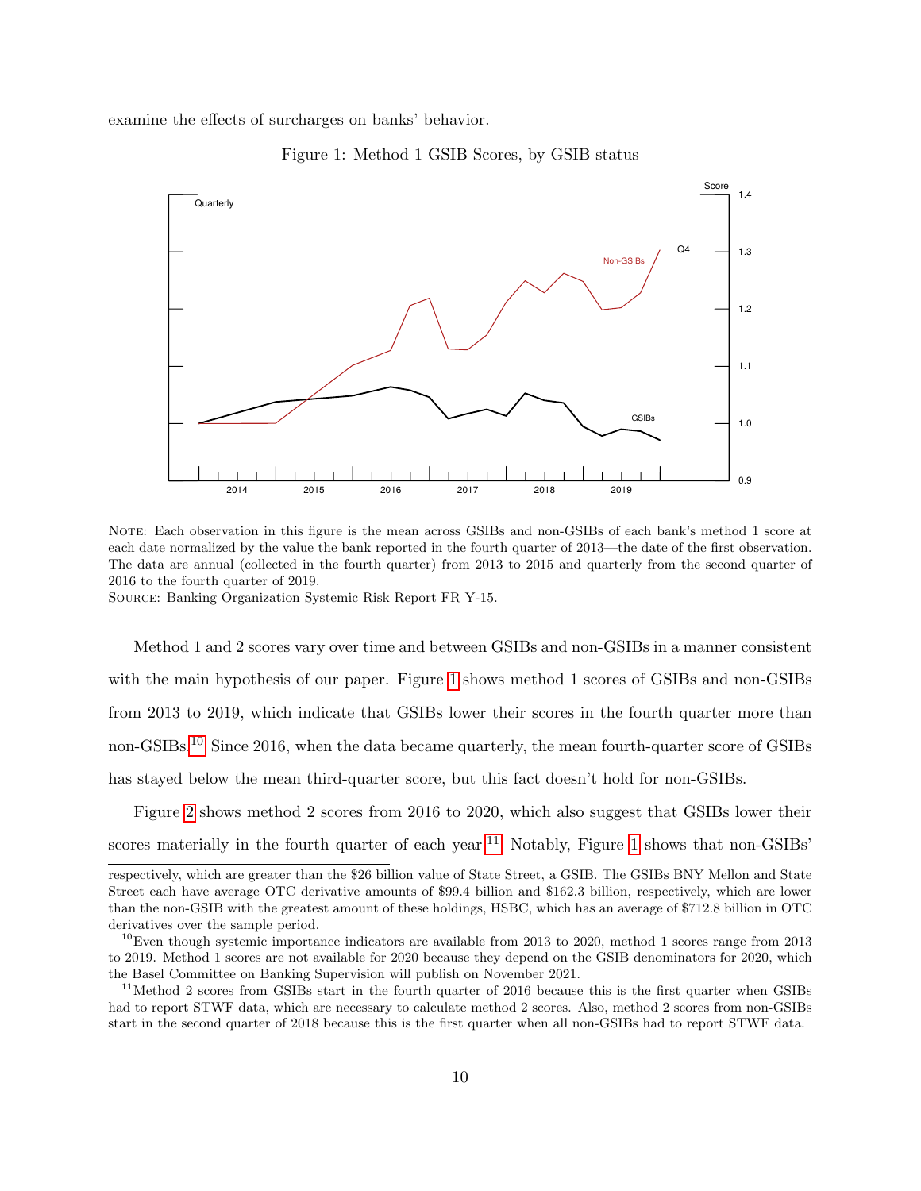examine the effects of surcharges on banks' behavior.

Figure 1: Method 1 GSIB Scores, by GSIB status

NOTE: Each observation in this figure is the mean across GSIBs and non-GSIBs of each bank's method 1 score at each date normalized by the value the bank reported in the fourth quarter of 2013—the date of the first observation. The data are annual (collected in the fourth quarter) from 2013 to 2015 and quarterly from the second quarter of 2016 to the fourth quarter of 2019.
SOURCE: Banking Organization Systemic Risk Report FR Y-15.

Method 1 and 2 scores vary over time and between GSIBs and non-GSIBs in a manner consistent with the main hypothesis of our paper. Figure 1 shows method 1 scores of GSIBs and non-GSIBs from 2013 to 2019, which indicate that GSIBs lower their scores in the fourth quarter more than non-GSIBs.[10] Since 2016, when the data became quarterly, the mean fourth-quarter score of GSIBs has stayed below the mean third-quarter score, but this fact doesn't hold for non-GSIBs.

Figure 2 shows method 2 scores from 2016 to 2020, which also suggest that GSIBs lower their scores materially in the fourth quarter of each year.[11] Notably, Figure 1 shows that non-GSIBs'

---

respectively, which are greater than the $26 billion value of State Street, a GSIB. The GSIBs BNY Mellon and State Street each have average OTC derivative amounts of $99.4 billion and $162.3 billion, respectively, which are lower than the non-GSIB with the greatest amount of these holdings, HSBC, which has an average of $712.8 billion in OTC derivatives over the sample period.

[10] Even though systemic importance indicators are available from 2013 to 2020, method 1 scores range from 2013 to 2019. Method 1 scores are not available for 2020 because they depend on the GSIB denominators for 2020, which the Basel Committee on Banking Supervision will publish on November 2021.

[11] Method 2 scores from GSIBs start in the fourth quarter of 2016 because this is the first quarter when GSIBs had to report STWF data, which are necessary to calculate method 2 scores. Also, method 2 scores from non-GSIBs start in the second quarter of 2018 because this is the first quarter when all non-GSIBs had to report STWF data.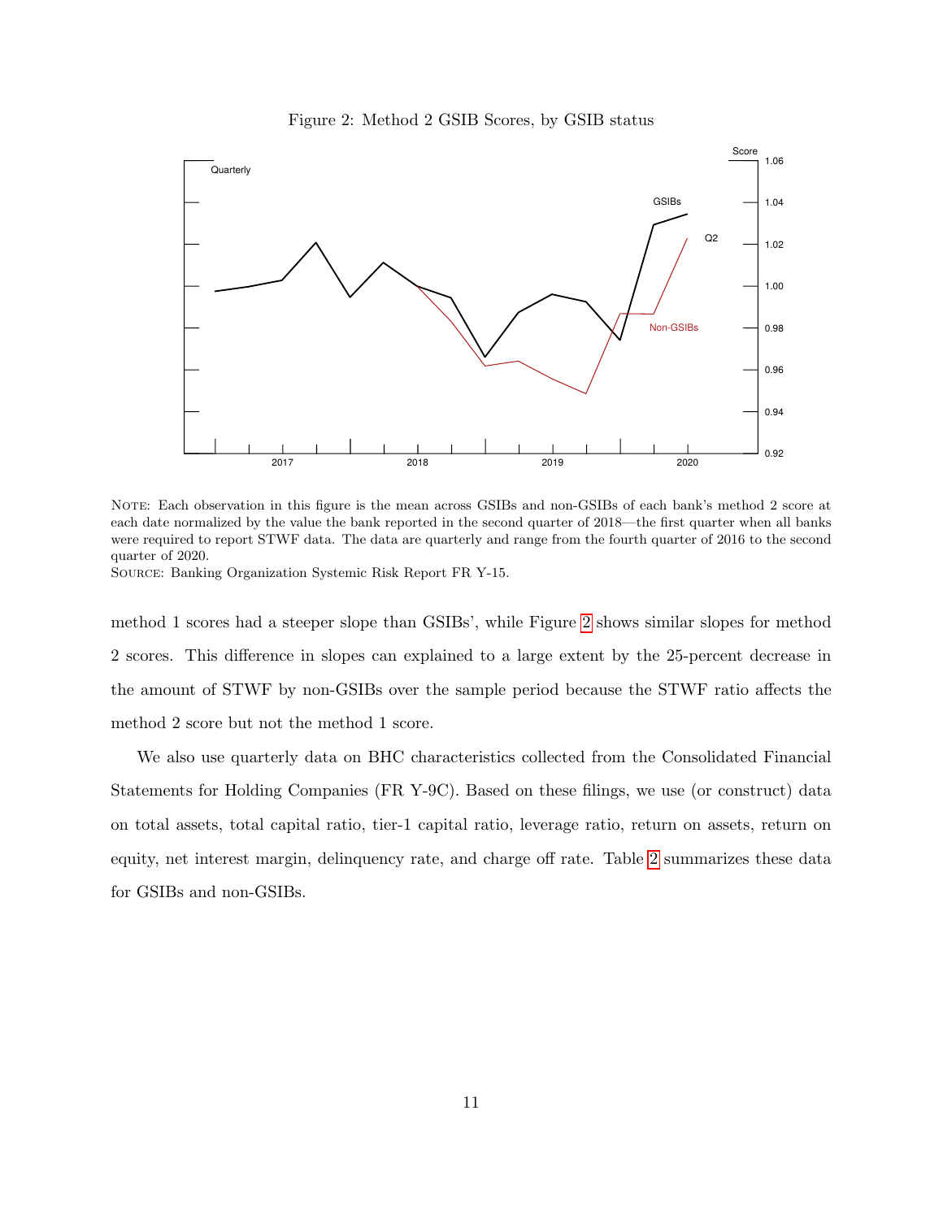Figure 2: Method 2 GSIB Scores, by GSIB status

Note: Each observation in this figure is the mean across GSIBs and non-GSIBs of each bank's method 2 score at each date normalized by the value the bank reported in the second quarter of 2018—the first quarter when all banks were required to report STWF data. The data are quarterly and range from the fourth quarter of 2016 to the second quarter of 2020.

Source: Banking Organization Systemic Risk Report FR Y-15.

method 1 scores had a steeper slope than GSIBs', while Figure 2 shows similar slopes for method 2 scores. This difference in slopes can explained to a large extent by the 25-percent decrease in the amount of STWF by non-GSIBs over the sample period because the STWF ratio affects the method 2 score but not the method 1 score.

We also use quarterly data on BHC characteristics collected from the Consolidated Financial Statements for Holding Companies (FR Y-9C). Based on these filings, we use (or construct) data on total assets, total capital ratio, tier-1 capital ratio, leverage ratio, return on assets, return on equity, net interest margin, delinquency rate, and charge off rate. Table 2 summarizes these data for GSIBs and non-GSIBs.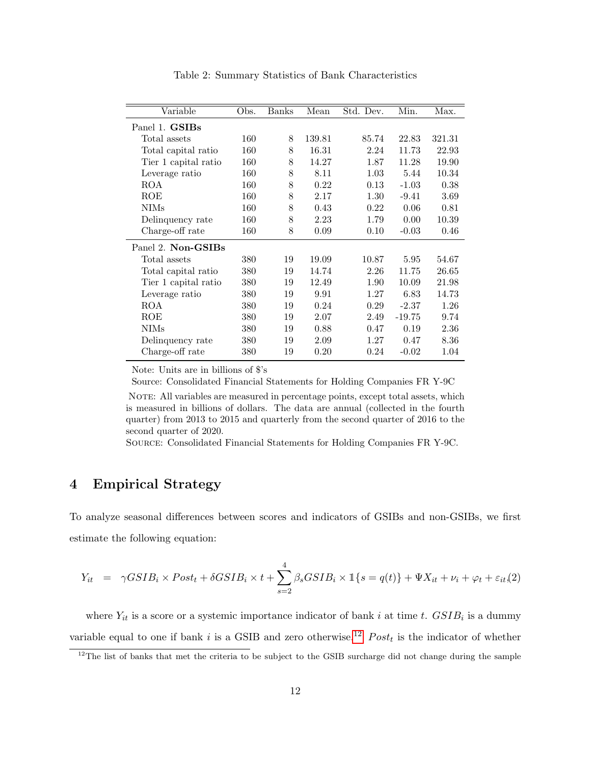Table 2: Summary Statistics of Bank Characteristics

| Variable | Obs. | Banks | Mean | Std. Dev. | Min. | Max. |
|---|---|---|---|---|---|---|
| Panel 1. **GSIBs** | | | | | | |
| Total assets | 160 | 8 | 139.81 | 85.74 | 22.83 | 321.31 |
| Total capital ratio | 160 | 8 | 16.31 | 2.24 | 11.73 | 22.93 |
| Tier 1 capital ratio | 160 | 8 | 14.27 | 1.87 | 11.28 | 19.90 |
| Leverage ratio | 160 | 8 | 8.11 | 1.03 | 5.44 | 10.34 |
| ROA | 160 | 8 | 0.22 | 0.13 | -1.03 | 0.38 |
| ROE | 160 | 8 | 2.17 | 1.30 | -9.41 | 3.69 |
| NIMs | 160 | 8 | 0.43 | 0.22 | 0.06 | 0.81 |
| Delinquency rate | 160 | 8 | 2.23 | 1.79 | 0.00 | 10.39 |
| Charge-off rate | 160 | 8 | 0.09 | 0.10 | -0.03 | 0.46 |
| Panel 2. **Non-GSIBs** | | | | | | |
| Total assets | 380 | 19 | 19.09 | 10.87 | 5.95 | 54.67 |
| Total capital ratio | 380 | 19 | 14.74 | 2.26 | 11.75 | 26.65 |
| Tier 1 capital ratio | 380 | 19 | 12.49 | 1.90 | 10.09 | 21.98 |
| Leverage ratio | 380 | 19 | 9.91 | 1.27 | 6.83 | 14.73 |
| ROA | 380 | 19 | 0.24 | 0.29 | -2.37 | 1.26 |
| ROE | 380 | 19 | 2.07 | 2.49 | -19.75 | 9.74 |
| NIMs | 380 | 19 | 0.88 | 0.47 | 0.19 | 2.36 |
| Delinquency rate | 380 | 19 | 2.09 | 1.27 | 0.47 | 8.36 |
| Charge-off rate | 380 | 19 | 0.20 | 0.24 | -0.02 | 1.04 |

Note: Units are in billions of $'s

Source: Consolidated Financial Statements for Holding Companies FR Y-9C

NOTE: All variables are measured in percentage points, except total assets, which is measured in billions of dollars. The data are annual (collected in the fourth quarter) from 2013 to 2015 and quarterly from the second quarter of 2016 to the second quarter of 2020.

SOURCE: Consolidated Financial Statements for Holding Companies FR Y-9C.

# 4 Empirical Strategy

To analyze seasonal differences between scores and indicators of GSIBs and non-GSIBs, we first estimate the following equation:

$$Y_{it} = \gamma GSIB_i \times Post_t + \delta GSIB_i \times t + \sum_{s=2}^{4} \beta_s GSIB_i \times \mathbb{1}\{s = q(t)\} + \Psi X_{it} + \nu_i + \varphi_t + \varepsilon_{it}, \quad (2)$$

where $Y_{it}$ is a score or a systemic importance indicator of bank $i$ at time $t$. $GSIB_i$ is a dummy variable equal to one if bank $i$ is a GSIB and zero otherwise.[12] $Post_t$ is the indicator of whether

[12] The list of banks that met the criteria to be subject to the GSIB surcharge did not change during the sample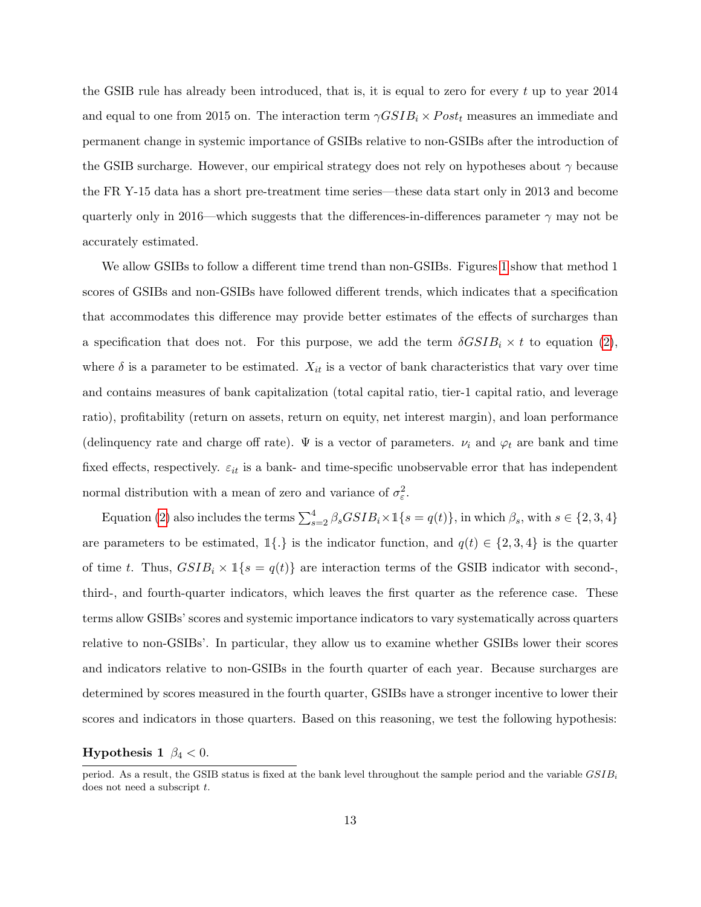the GSIB rule has already been introduced, that is, it is equal to zero for every $t$ up to year 2014 and equal to one from 2015 on. The interaction term $\gamma GSIB_i \times Post_t$ measures an immediate and permanent change in systemic importance of GSIBs relative to non-GSIBs after the introduction of the GSIB surcharge. However, our empirical strategy does not rely on hypotheses about $\gamma$ because the FR Y-15 data has a short pre-treatment time series—these data start only in 2013 and become quarterly only in 2016—which suggests that the differences-in-differences parameter $\gamma$ may not be accurately estimated.

We allow GSIBs to follow a different time trend than non-GSIBs. Figures 1 show that method 1 scores of GSIBs and non-GSIBs have followed different trends, which indicates that a specification that accommodates this difference may provide better estimates of the effects of surcharges than a specification that does not. For this purpose, we add the term $\delta GSIB_i \times t$ to equation (2), where $\delta$ is a parameter to be estimated. $X_{it}$ is a vector of bank characteristics that vary over time and contains measures of bank capitalization (total capital ratio, tier-1 capital ratio, and leverage ratio), profitability (return on assets, return on equity, net interest margin), and loan performance (delinquency rate and charge off rate). $\Psi$ is a vector of parameters. $\nu_i$ and $\varphi_t$ are bank and time fixed effects, respectively. $\varepsilon_{it}$ is a bank- and time-specific unobservable error that has independent normal distribution with a mean of zero and variance of $\sigma_\varepsilon^2$.

Equation (2) also includes the terms $\sum_{s=2}^{4} \beta_s GSIB_i \times \mathbb{1}\{s = q(t)\}$, in which $\beta_s$, with $s \in \{2, 3, 4\}$ are parameters to be estimated, $\mathbb{1}\{.\}$ is the indicator function, and $q(t) \in \{2, 3, 4\}$ is the quarter of time $t$. Thus, $GSIB_i \times \mathbb{1}\{s = q(t)\}$ are interaction terms of the GSIB indicator with second-, third-, and fourth-quarter indicators, which leaves the first quarter as the reference case. These terms allow GSIBs' scores and systemic importance indicators to vary systematically across quarters relative to non-GSIBs'. In particular, they allow us to examine whether GSIBs lower their scores and indicators relative to non-GSIBs in the fourth quarter of each year. Because surcharges are determined by scores measured in the fourth quarter, GSIBs have a stronger incentive to lower their scores and indicators in those quarters. Based on this reasoning, we test the following hypothesis:

**Hypothesis 1** $\beta_4 < 0$.

period. As a result, the GSIB status is fixed at the bank level throughout the sample period and the variable $GSIB_i$ does not need a subscript $t$.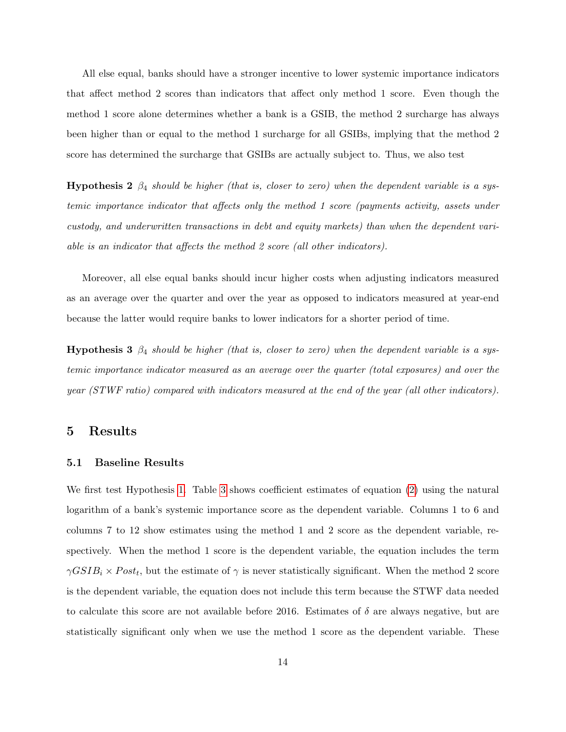All else equal, banks should have a stronger incentive to lower systemic importance indicators that affect method 2 scores than indicators that affect only method 1 score. Even though the method 1 score alone determines whether a bank is a GSIB, the method 2 surcharge has always been higher than or equal to the method 1 surcharge for all GSIBs, implying that the method 2 score has determined the surcharge that GSIBs are actually subject to. Thus, we also test

**Hypothesis 2** *$\beta_4$ should be higher (that is, closer to zero) when the dependent variable is a systemic importance indicator that affects only the method 1 score (payments activity, assets under custody, and underwritten transactions in debt and equity markets) than when the dependent variable is an indicator that affects the method 2 score (all other indicators).*

Moreover, all else equal banks should incur higher costs when adjusting indicators measured as an average over the quarter and over the year as opposed to indicators measured at year-end because the latter would require banks to lower indicators for a shorter period of time.

**Hypothesis 3** *$\beta_4$ should be higher (that is, closer to zero) when the dependent variable is a systemic importance indicator measured as an average over the quarter (total exposures) and over the year (STWF ratio) compared with indicators measured at the end of the year (all other indicators).*

## 5 Results

### 5.1 Baseline Results

We first test Hypothesis 1. Table 3 shows coefficient estimates of equation (2) using the natural logarithm of a bank's systemic importance score as the dependent variable. Columns 1 to 6 and columns 7 to 12 show estimates using the method 1 and 2 score as the dependent variable, respectively. When the method 1 score is the dependent variable, the equation includes the term $\gamma GSIB_i \times Post_t$, but the estimate of $\gamma$ is never statistically significant. When the method 2 score is the dependent variable, the equation does not include this term because the STWF data needed to calculate this score are not available before 2016. Estimates of $\delta$ are always negative, but are statistically significant only when we use the method 1 score as the dependent variable. These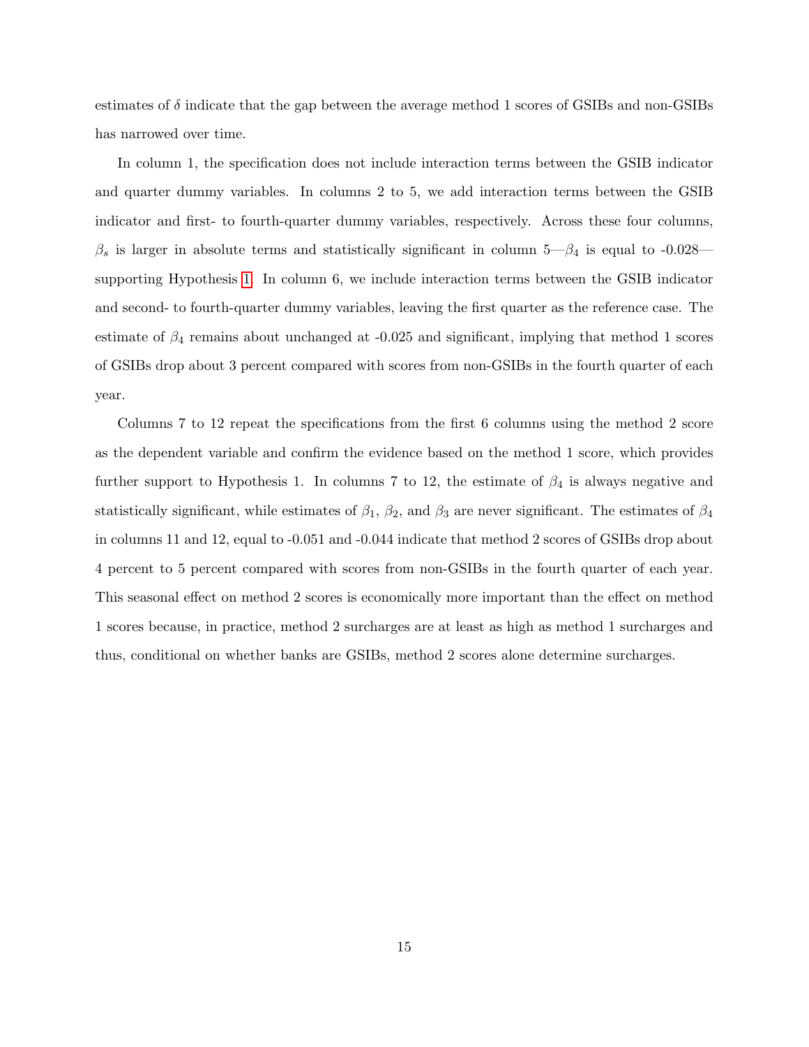estimates of $\delta$ indicate that the gap between the average method 1 scores of GSIBs and non-GSIBs has narrowed over time.

In column 1, the specification does not include interaction terms between the GSIB indicator and quarter dummy variables. In columns 2 to 5, we add interaction terms between the GSIB indicator and first- to fourth-quarter dummy variables, respectively. Across these four columns, $\beta_s$ is larger in absolute terms and statistically significant in column 5—$\beta_4$ is equal to -0.028—supporting Hypothesis 1. In column 6, we include interaction terms between the GSIB indicator and second- to fourth-quarter dummy variables, leaving the first quarter as the reference case. The estimate of $\beta_4$ remains about unchanged at -0.025 and significant, implying that method 1 scores of GSIBs drop about 3 percent compared with scores from non-GSIBs in the fourth quarter of each year.

Columns 7 to 12 repeat the specifications from the first 6 columns using the method 2 score as the dependent variable and confirm the evidence based on the method 1 score, which provides further support to Hypothesis 1. In columns 7 to 12, the estimate of $\beta_4$ is always negative and statistically significant, while estimates of $\beta_1$, $\beta_2$, and $\beta_3$ are never significant. The estimates of $\beta_4$ in columns 11 and 12, equal to -0.051 and -0.044 indicate that method 2 scores of GSIBs drop about 4 percent to 5 percent compared with scores from non-GSIBs in the fourth quarter of each year. This seasonal effect on method 2 scores is economically more important than the effect on method 1 scores because, in practice, method 2 surcharges are at least as high as method 1 surcharges and thus, conditional on whether banks are GSIBs, method 2 scores alone determine surcharges.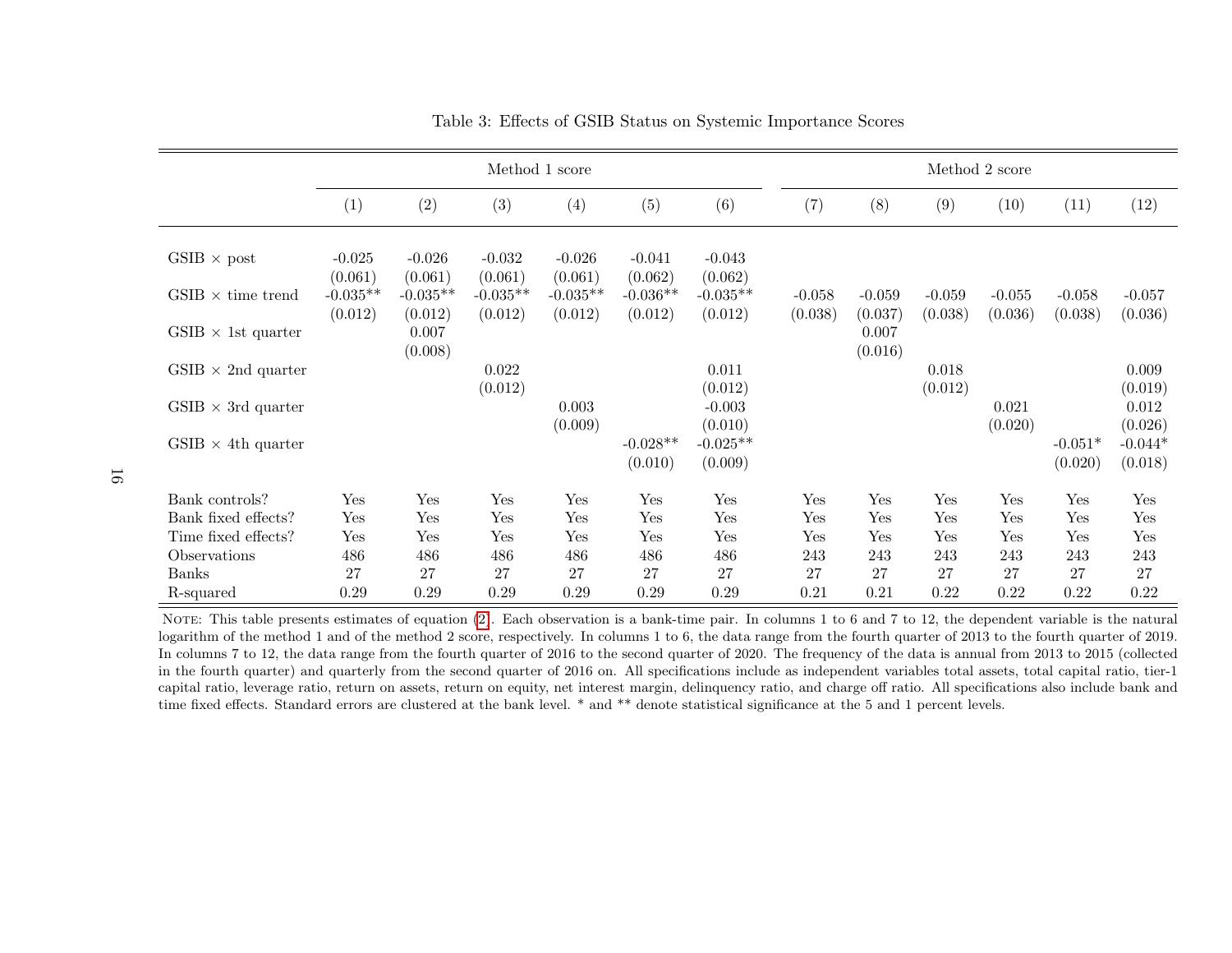Table 3: Effects of GSIB Status on Systemic Importance Scores

| | Method 1 score | | | | | | Method 2 score | | | | | |
|---|---|---|---|---|---|---|---|---|---|---|---|---|
| | (1) | (2) | (3) | (4) | (5) | (6) | (7) | (8) | (9) | (10) | (11) | (12) |
| GSIB × post | -0.025 | -0.026 | -0.032 | -0.026 | -0.041 | -0.043 | | | | | | |
| | (0.061) | (0.061) | (0.061) | (0.061) | (0.062) | (0.062) | | | | | | |
| GSIB × time trend | -0.035** | -0.035** | -0.035** | -0.035** | -0.036** | -0.035** | -0.058 | -0.059 | -0.059 | -0.055 | -0.058 | -0.057 |
| | (0.012) | (0.012) | (0.012) | (0.012) | (0.012) | (0.012) | (0.038) | (0.037) | (0.038) | (0.036) | (0.038) | (0.036) |
| GSIB × 1st quarter | | 0.007 | | | | | | 0.007 | | | | |
| | | (0.008) | | | | | | (0.016) | | | | |
| GSIB × 2nd quarter | | | 0.022 | | | 0.011 | | | 0.018 | | | 0.009 |
| | | | (0.012) | | | (0.012) | | | (0.012) | | | (0.019) |
| GSIB × 3rd quarter | | | | 0.003 | | -0.003 | | | | 0.021 | | 0.012 |
| | | | | (0.009) | | (0.010) | | | | (0.020) | | (0.026) |
| GSIB × 4th quarter | | | | | -0.028** | -0.025** | | | | | -0.051* | -0.044* |
| | | | | | (0.010) | (0.009) | | | | | (0.020) | (0.018) |
| Bank controls? | Yes | Yes | Yes | Yes | Yes | Yes | Yes | Yes | Yes | Yes | Yes | Yes |
| Bank fixed effects? | Yes | Yes | Yes | Yes | Yes | Yes | Yes | Yes | Yes | Yes | Yes | Yes |
| Time fixed effects? | Yes | Yes | Yes | Yes | Yes | Yes | Yes | Yes | Yes | Yes | Yes | Yes |
| Observations | 486 | 486 | 486 | 486 | 486 | 486 | 243 | 243 | 243 | 243 | 243 | 243 |
| Banks | 27 | 27 | 27 | 27 | 27 | 27 | 27 | 27 | 27 | 27 | 27 | 27 |
| R-squared | 0.29 | 0.29 | 0.29 | 0.29 | 0.29 | 0.29 | 0.21 | 0.21 | 0.22 | 0.22 | 0.22 | 0.22 |

NOTE: This table presents estimates of equation (2). Each observation is a bank-time pair. In columns 1 to 6 and 7 to 12, the dependent variable is the natural logarithm of the method 1 and of the method 2 score, respectively. In columns 1 to 6, the data range from the fourth quarter of 2013 to the fourth quarter of 2019. In columns 7 to 12, the data range from the fourth quarter of 2016 to the second quarter of 2020. The frequency of the data is annual from 2013 to 2015 (collected in the fourth quarter) and quarterly from the second quarter of 2016 on. All specifications include as independent variables total assets, total capital ratio, tier-1 capital ratio, leverage ratio, return on assets, return on equity, net interest margin, delinquency ratio, and charge off ratio. All specifications also include bank and time fixed effects. Standard errors are clustered at the bank level. * and ** denote statistical significance at the 5 and 1 percent levels.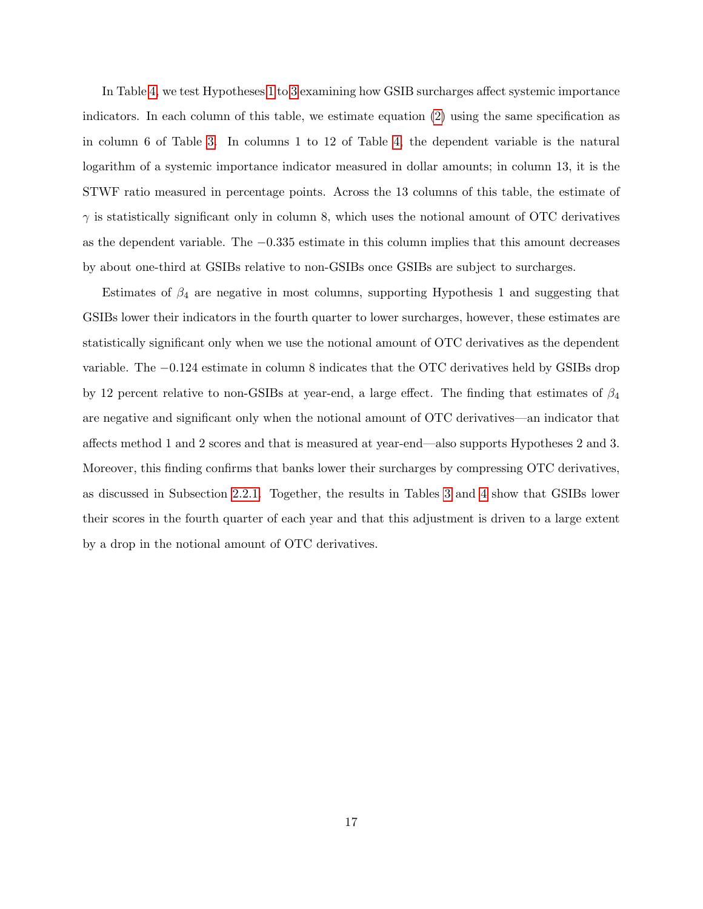In Table 4, we test Hypotheses 1 to 3 examining how GSIB surcharges affect systemic importance indicators. In each column of this table, we estimate equation (2) using the same specification as in column 6 of Table 3. In columns 1 to 12 of Table 4, the dependent variable is the natural logarithm of a systemic importance indicator measured in dollar amounts; in column 13, it is the STWF ratio measured in percentage points. Across the 13 columns of this table, the estimate of $\gamma$ is statistically significant only in column 8, which uses the notional amount of OTC derivatives as the dependent variable. The $-0.335$ estimate in this column implies that this amount decreases by about one-third at GSIBs relative to non-GSIBs once GSIBs are subject to surcharges.

Estimates of $\beta_4$ are negative in most columns, supporting Hypothesis 1 and suggesting that GSIBs lower their indicators in the fourth quarter to lower surcharges, however, these estimates are statistically significant only when we use the notional amount of OTC derivatives as the dependent variable. The $-0.124$ estimate in column 8 indicates that the OTC derivatives held by GSIBs drop by 12 percent relative to non-GSIBs at year-end, a large effect. The finding that estimates of $\beta_4$ are negative and significant only when the notional amount of OTC derivatives—an indicator that affects method 1 and 2 scores and that is measured at year-end—also supports Hypotheses 2 and 3. Moreover, this finding confirms that banks lower their surcharges by compressing OTC derivatives, as discussed in Subsection 2.2.1. Together, the results in Tables 3 and 4 show that GSIBs lower their scores in the fourth quarter of each year and that this adjustment is driven to a large extent by a drop in the notional amount of OTC derivatives.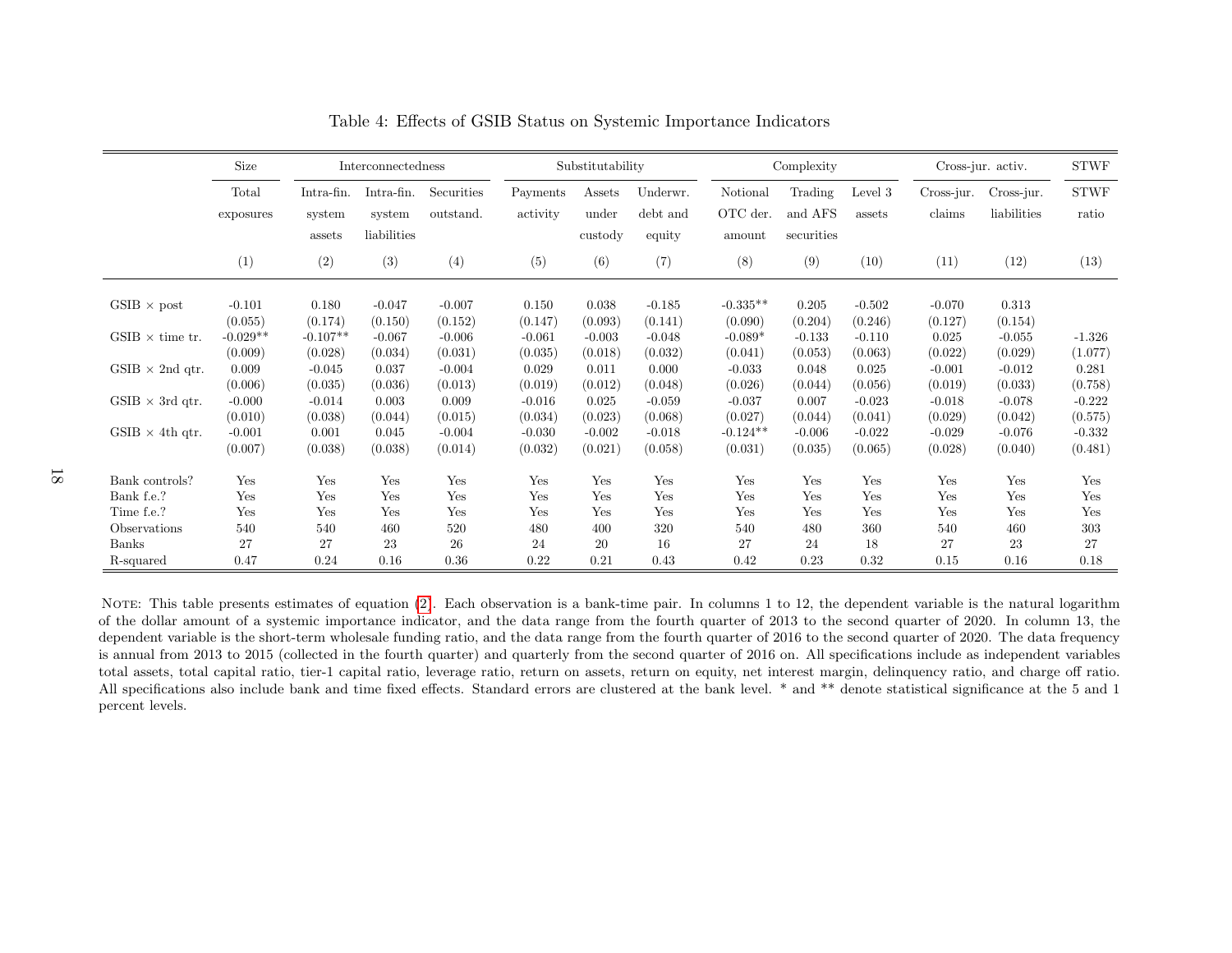Table 4: Effects of GSIB Status on Systemic Importance Indicators

| | Size | Interconnectedness | | | Substitutability | | | Complexity | | | Cross-jur. activ. | | STWF |
|---|---|---|---|---|---|---|---|---|---|---|---|---|---|
| | Total exposures | Intra-fin. system assets | Intra-fin. system liabilities | Securities outstand. | Payments activity | Assets under custody | Underwr. debt and equity | Notional OTC der. amount | Trading and AFS securities | Level 3 assets | Cross-jur. claims | Cross-jur. liabilities | STWF ratio |
| | (1) | (2) | (3) | (4) | (5) | (6) | (7) | (8) | (9) | (10) | (11) | (12) | (13) |
| GSIB × post | -0.101 | 0.180 | -0.047 | -0.007 | 0.150 | 0.038 | -0.185 | -0.335** | 0.205 | -0.502 | -0.070 | 0.313 | |
| | (0.055) | (0.174) | (0.150) | (0.152) | (0.147) | (0.093) | (0.141) | (0.090) | (0.204) | (0.246) | (0.127) | (0.154) | |
| GSIB × time tr. | -0.029** | -0.107** | -0.067 | -0.006 | -0.061 | -0.003 | -0.048 | -0.089* | -0.133 | -0.110 | 0.025 | -0.055 | -1.326 |
| | (0.009) | (0.028) | (0.034) | (0.031) | (0.035) | (0.018) | (0.032) | (0.041) | (0.053) | (0.063) | (0.022) | (0.029) | (1.077) |
| GSIB × 2nd qtr. | 0.009 | -0.045 | 0.037 | -0.004 | 0.029 | 0.011 | 0.000 | -0.033 | 0.048 | 0.025 | -0.001 | -0.012 | 0.281 |
| | (0.006) | (0.035) | (0.036) | (0.013) | (0.019) | (0.012) | (0.048) | (0.026) | (0.044) | (0.056) | (0.019) | (0.033) | (0.758) |
| GSIB × 3rd qtr. | -0.000 | -0.014 | 0.003 | 0.009 | -0.016 | 0.025 | -0.059 | -0.037 | 0.007 | -0.023 | -0.018 | -0.078 | -0.222 |
| | (0.010) | (0.038) | (0.044) | (0.015) | (0.034) | (0.023) | (0.068) | (0.027) | (0.044) | (0.041) | (0.029) | (0.042) | (0.575) |
| GSIB × 4th qtr. | -0.001 | 0.001 | 0.045 | -0.004 | -0.030 | -0.002 | -0.018 | -0.124** | -0.006 | -0.022 | -0.029 | -0.076 | -0.332 |
| | (0.007) | (0.038) | (0.038) | (0.014) | (0.032) | (0.021) | (0.058) | (0.031) | (0.035) | (0.065) | (0.028) | (0.040) | (0.481) |
| Bank controls? | Yes | Yes | Yes | Yes | Yes | Yes | Yes | Yes | Yes | Yes | Yes | Yes | Yes |
| Bank f.e.? | Yes | Yes | Yes | Yes | Yes | Yes | Yes | Yes | Yes | Yes | Yes | Yes | Yes |
| Time f.e.? | Yes | Yes | Yes | Yes | Yes | Yes | Yes | Yes | Yes | Yes | Yes | Yes | Yes |
| Observations | 540 | 540 | 460 | 520 | 480 | 400 | 320 | 540 | 480 | 360 | 540 | 460 | 303 |
| Banks | 27 | 27 | 23 | 26 | 24 | 20 | 16 | 27 | 24 | 18 | 27 | 23 | 27 |
| R-squared | 0.47 | 0.24 | 0.16 | 0.36 | 0.22 | 0.21 | 0.43 | 0.42 | 0.23 | 0.32 | 0.15 | 0.16 | 0.18 |

NOTE: This table presents estimates of equation (2). Each observation is a bank-time pair. In columns 1 to 12, the dependent variable is the natural logarithm of the dollar amount of a systemic importance indicator, and the data range from the fourth quarter of 2013 to the second quarter of 2020. In column 13, the dependent variable is the short-term wholesale funding ratio, and the data range from the fourth quarter of 2016 to the second quarter of 2020. The data frequency is annual from 2013 to 2015 (collected in the fourth quarter) and quarterly from the second quarter of 2016 on. All specifications include as independent variables total assets, total capital ratio, tier-1 capital ratio, leverage ratio, return on assets, return on equity, net interest margin, delinquency ratio, and charge off ratio. All specifications also include bank and time fixed effects. Standard errors are clustered at the bank level. * and ** denote statistical significance at the 5 and 1 percent levels.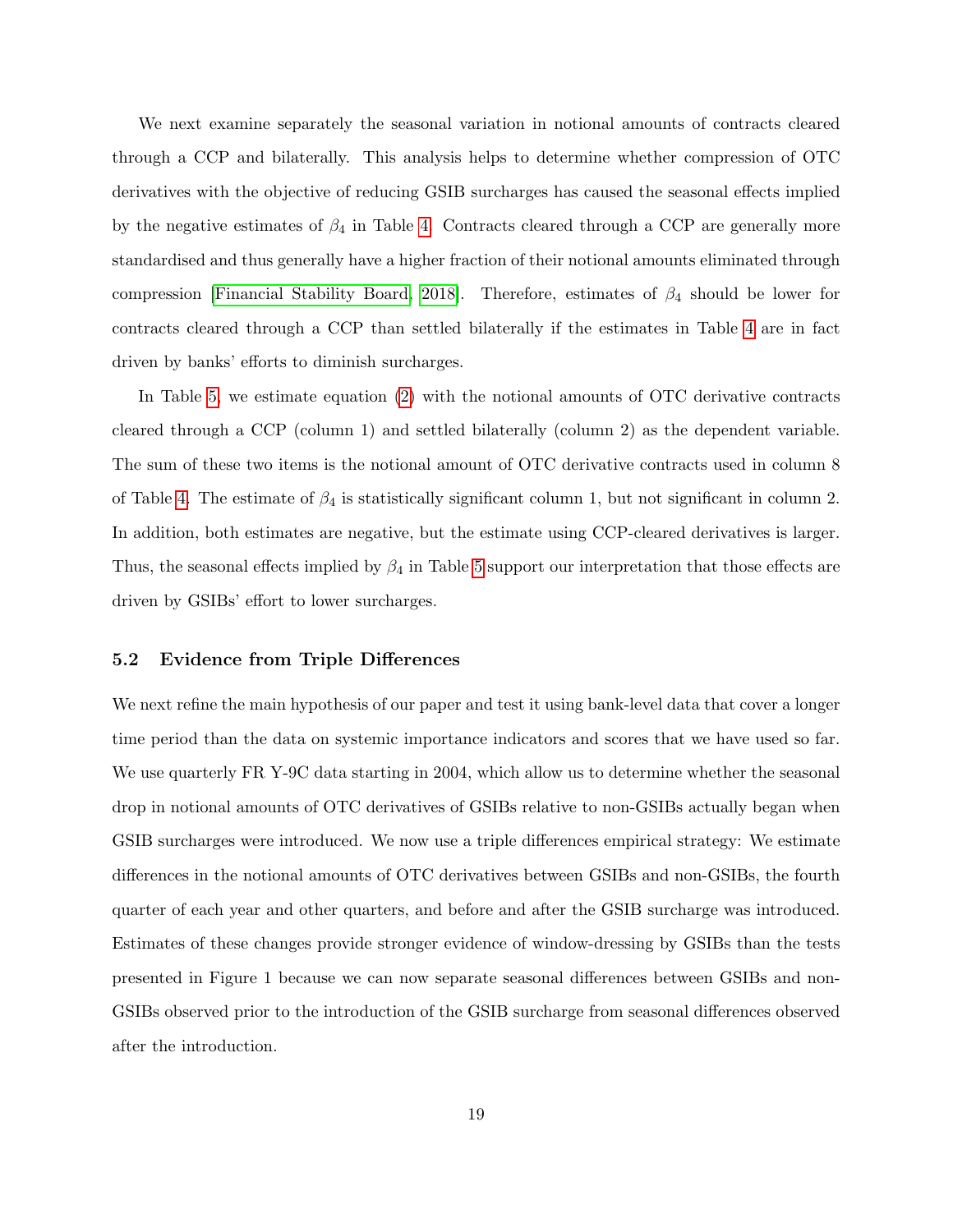We next examine separately the seasonal variation in notional amounts of contracts cleared through a CCP and bilaterally. This analysis helps to determine whether compression of OTC derivatives with the objective of reducing GSIB surcharges has caused the seasonal effects implied by the negative estimates of $\beta_4$ in Table 4. Contracts cleared through a CCP are generally more standardised and thus generally have a higher fraction of their notional amounts eliminated through compression [Financial Stability Board, 2018]. Therefore, estimates of $\beta_4$ should be lower for contracts cleared through a CCP than settled bilaterally if the estimates in Table 4 are in fact driven by banks' efforts to diminish surcharges.

In Table 5, we estimate equation (2) with the notional amounts of OTC derivative contracts cleared through a CCP (column 1) and settled bilaterally (column 2) as the dependent variable. The sum of these two items is the notional amount of OTC derivative contracts used in column 8 of Table 4. The estimate of $\beta_4$ is statistically significant column 1, but not significant in column 2. In addition, both estimates are negative, but the estimate using CCP-cleared derivatives is larger. Thus, the seasonal effects implied by $\beta_4$ in Table 5 support our interpretation that those effects are driven by GSIBs' effort to lower surcharges.

### 5.2 Evidence from Triple Differences

We next refine the main hypothesis of our paper and test it using bank-level data that cover a longer time period than the data on systemic importance indicators and scores that we have used so far. We use quarterly FR Y-9C data starting in 2004, which allow us to determine whether the seasonal drop in notional amounts of OTC derivatives of GSIBs relative to non-GSIBs actually began when GSIB surcharges were introduced. We now use a triple differences empirical strategy: We estimate differences in the notional amounts of OTC derivatives between GSIBs and non-GSIBs, the fourth quarter of each year and other quarters, and before and after the GSIB surcharge was introduced. Estimates of these changes provide stronger evidence of window-dressing by GSIBs than the tests presented in Figure 1 because we can now separate seasonal differences between GSIBs and non-GSIBs observed prior to the introduction of the GSIB surcharge from seasonal differences observed after the introduction.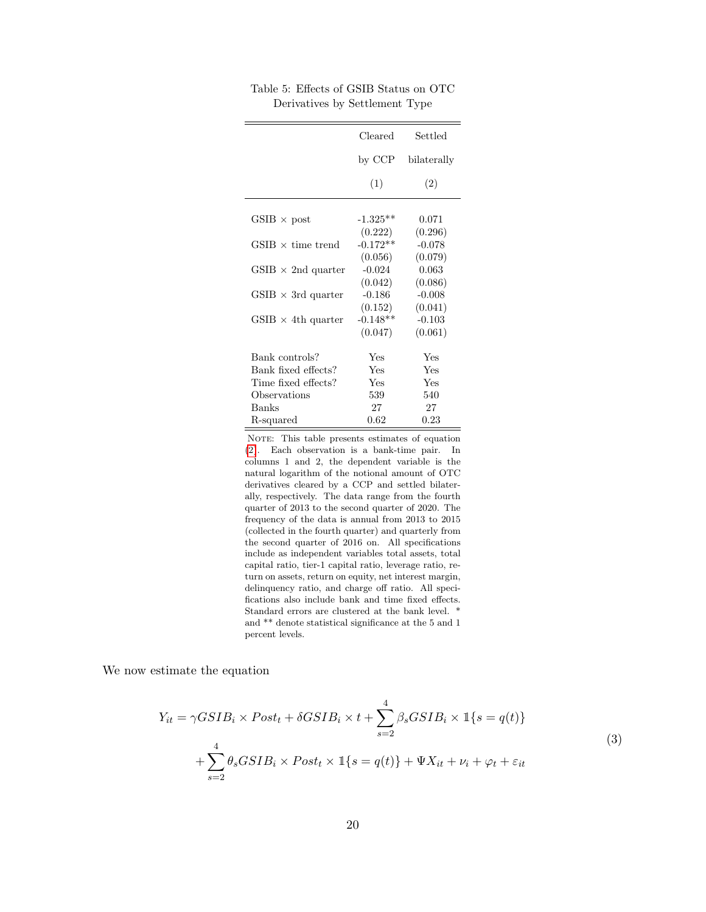Table 5: Effects of GSIB Status on OTC Derivatives by Settlement Type

| | Cleared by CCP (1) | Settled bilaterally (2) |
|---|---|---|
| GSIB × post | -1.325** | 0.071 |
| | (0.222) | (0.296) |
| GSIB × time trend | -0.172** | -0.078 |
| | (0.056) | (0.079) |
| GSIB × 2nd quarter | -0.024 | 0.063 |
| | (0.042) | (0.086) |
| GSIB × 3rd quarter | -0.186 | -0.008 |
| | (0.152) | (0.041) |
| GSIB × 4th quarter | -0.148** | -0.103 |
| | (0.047) | (0.061) |
| Bank controls? | Yes | Yes |
| Bank fixed effects? | Yes | Yes |
| Time fixed effects? | Yes | Yes |
| Observations | 539 | 540 |
| Banks | 27 | 27 |
| R-squared | 0.62 | 0.23 |

NOTE: This table presents estimates of equation (2). Each observation is a bank-time pair. In columns 1 and 2, the dependent variable is the natural logarithm of the notional amount of OTC derivatives cleared by a CCP and settled bilaterally, respectively. The data range from the fourth quarter of 2013 to the second quarter of 2020. The frequency of the data is annual from 2013 to 2015 (collected in the fourth quarter) and quarterly from the second quarter of 2016 on. All specifications include as independent variables total assets, total capital ratio, tier-1 capital ratio, leverage ratio, return on assets, return on equity, net interest margin, delinquency ratio, and charge off ratio. All specifications also include bank and time fixed effects. Standard errors are clustered at the bank level. * and ** denote statistical significance at the 5 and 1 percent levels.

We now estimate the equation

$$Y_{it} = \gamma GSIB_i \times Post_t + \delta GSIB_i \times t + \sum_{s=2}^{4} \beta_s GSIB_i \times \mathbb{1}\{s = q(t)\} + \sum_{s=2}^{4} \theta_s GSIB_i \times Post_t \times \mathbb{1}\{s = q(t)\} + \Psi X_{it} + \nu_i + \varphi_t + \varepsilon_{it} \tag{3}$$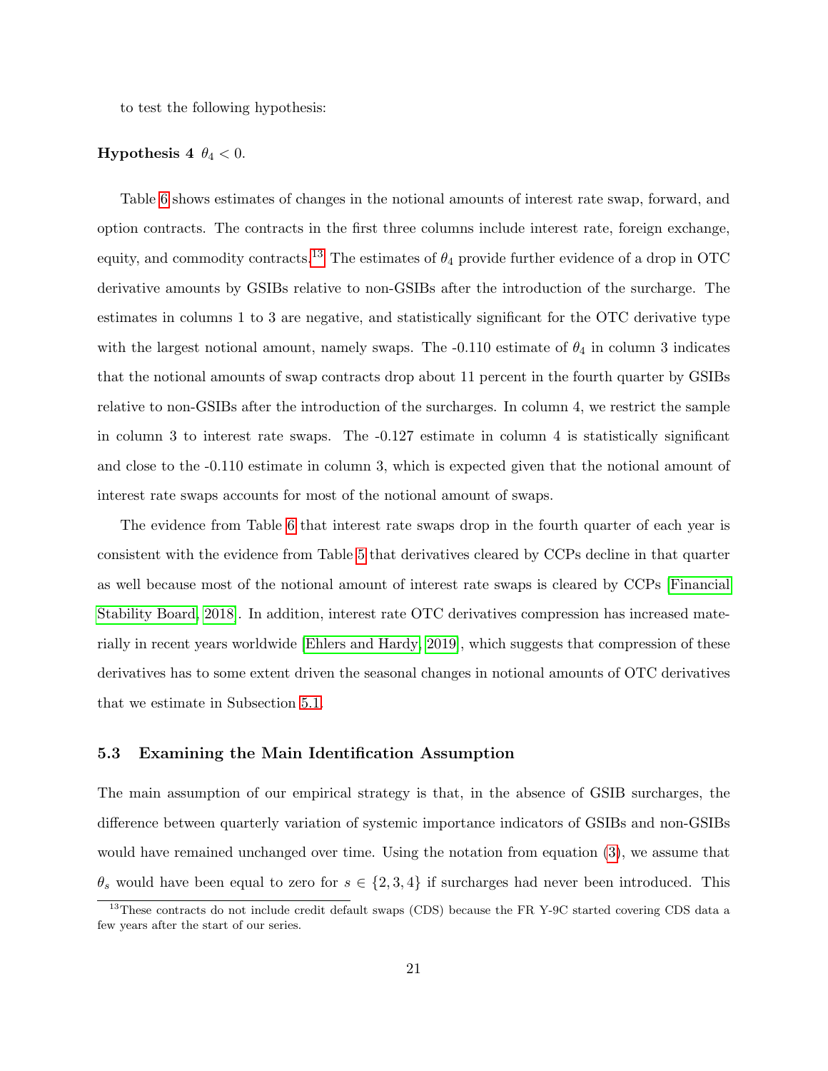to test the following hypothesis:

**Hypothesis 4** $\theta_4 < 0$.

Table 6 shows estimates of changes in the notional amounts of interest rate swap, forward, and option contracts. The contracts in the first three columns include interest rate, foreign exchange, equity, and commodity contracts.[13] The estimates of $\theta_4$ provide further evidence of a drop in OTC derivative amounts by GSIBs relative to non-GSIBs after the introduction of the surcharge. The estimates in columns 1 to 3 are negative, and statistically significant for the OTC derivative type with the largest notional amount, namely swaps. The -0.110 estimate of $\theta_4$ in column 3 indicates that the notional amounts of swap contracts drop about 11 percent in the fourth quarter by GSIBs relative to non-GSIBs after the introduction of the surcharges. In column 4, we restrict the sample in column 3 to interest rate swaps. The -0.127 estimate in column 4 is statistically significant and close to the -0.110 estimate in column 3, which is expected given that the notional amount of interest rate swaps accounts for most of the notional amount of swaps.

The evidence from Table 6 that interest rate swaps drop in the fourth quarter of each year is consistent with the evidence from Table 5 that derivatives cleared by CCPs decline in that quarter as well because most of the notional amount of interest rate swaps is cleared by CCPs [Financial Stability Board, 2018]. In addition, interest rate OTC derivatives compression has increased materially in recent years worldwide [Ehlers and Hardy, 2019], which suggests that compression of these derivatives has to some extent driven the seasonal changes in notional amounts of OTC derivatives that we estimate in Subsection 5.1.

### 5.3 Examining the Main Identification Assumption

The main assumption of our empirical strategy is that, in the absence of GSIB surcharges, the difference between quarterly variation of systemic importance indicators of GSIBs and non-GSIBs would have remained unchanged over time. Using the notation from equation (3), we assume that $\theta_s$ would have been equal to zero for $s \in \{2, 3, 4\}$ if surcharges had never been introduced. This

[13] These contracts do not include credit default swaps (CDS) because the FR Y-9C started covering CDS data a few years after the start of our series.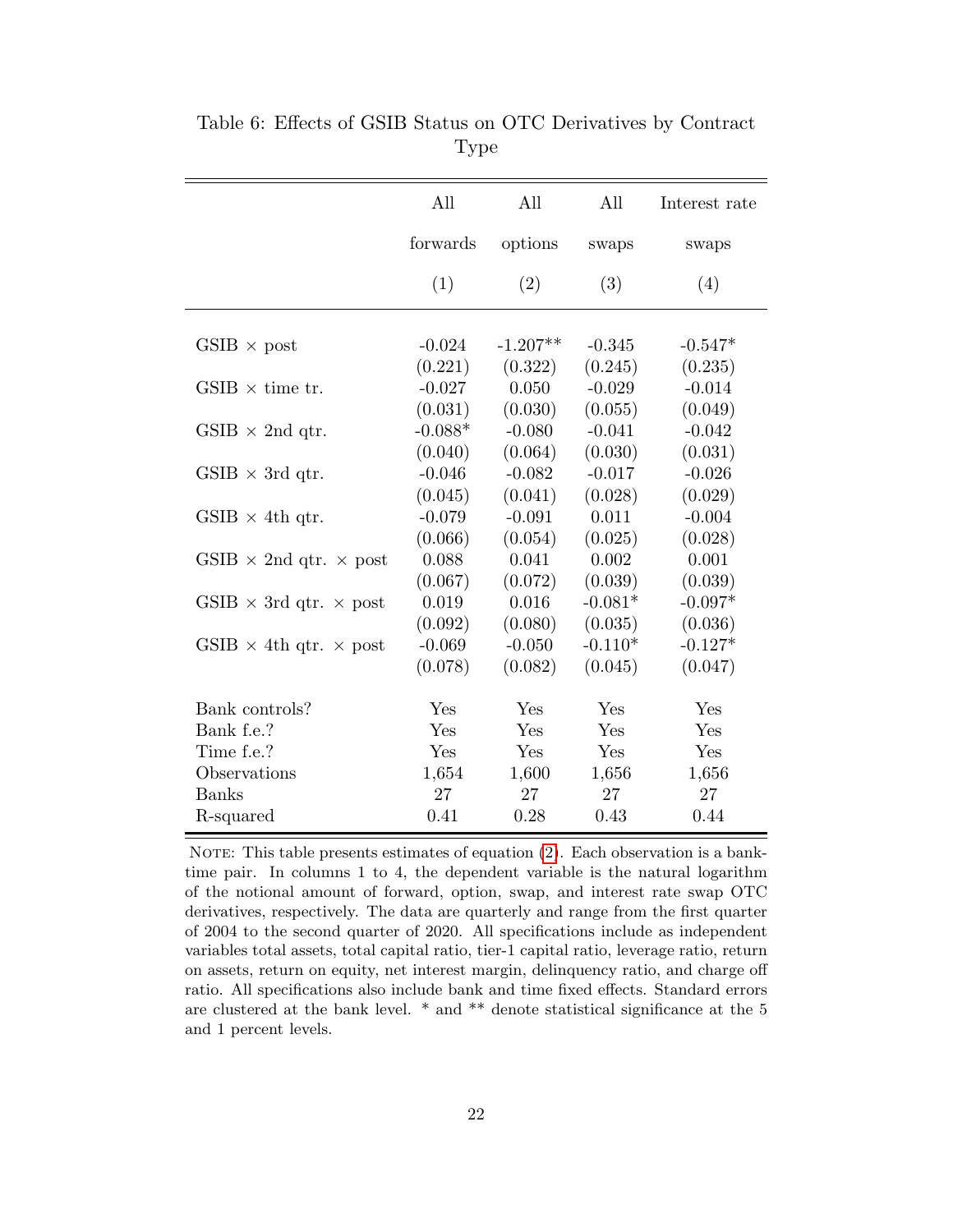Table 6: Effects of GSIB Status on OTC Derivatives by Contract Type

| | All forwards | All options | All swaps | Interest rate swaps |
|---|---|---|---|---|
| | (1) | (2) | (3) | (4) |
| GSIB × post | -0.024 | -1.207** | -0.345 | -0.547* |
| | (0.221) | (0.322) | (0.245) | (0.235) |
| GSIB × time tr. | -0.027 | 0.050 | -0.029 | -0.014 |
| | (0.031) | (0.030) | (0.055) | (0.049) |
| GSIB × 2nd qtr. | -0.088* | -0.080 | -0.041 | -0.042 |
| | (0.040) | (0.064) | (0.030) | (0.031) |
| GSIB × 3rd qtr. | -0.046 | -0.082 | -0.017 | -0.026 |
| | (0.045) | (0.041) | (0.028) | (0.029) |
| GSIB × 4th qtr. | -0.079 | -0.091 | 0.011 | -0.004 |
| | (0.066) | (0.054) | (0.025) | (0.028) |
| GSIB × 2nd qtr. × post | 0.088 | 0.041 | 0.002 | 0.001 |
| | (0.067) | (0.072) | (0.039) | (0.039) |
| GSIB × 3rd qtr. × post | 0.019 | 0.016 | -0.081* | -0.097* |
| | (0.092) | (0.080) | (0.035) | (0.036) |
| GSIB × 4th qtr. × post | -0.069 | -0.050 | -0.110* | -0.127* |
| | (0.078) | (0.082) | (0.045) | (0.047) |
| Bank controls? | Yes | Yes | Yes | Yes |
| Bank f.e.? | Yes | Yes | Yes | Yes |
| Time f.e.? | Yes | Yes | Yes | Yes |
| Observations | 1,654 | 1,600 | 1,656 | 1,656 |
| Banks | 27 | 27 | 27 | 27 |
| R-squared | 0.41 | 0.28 | 0.43 | 0.44 |

NOTE: This table presents estimates of equation (2). Each observation is a bank-time pair. In columns 1 to 4, the dependent variable is the natural logarithm of the notional amount of forward, option, swap, and interest rate swap OTC derivatives, respectively. The data are quarterly and range from the first quarter of 2004 to the second quarter of 2020. All specifications include as independent variables total assets, total capital ratio, tier-1 capital ratio, leverage ratio, return on assets, return on equity, net interest margin, delinquency ratio, and charge off ratio. All specifications also include bank and time fixed effects. Standard errors are clustered at the bank level. * and ** denote statistical significance at the 5 and 1 percent levels.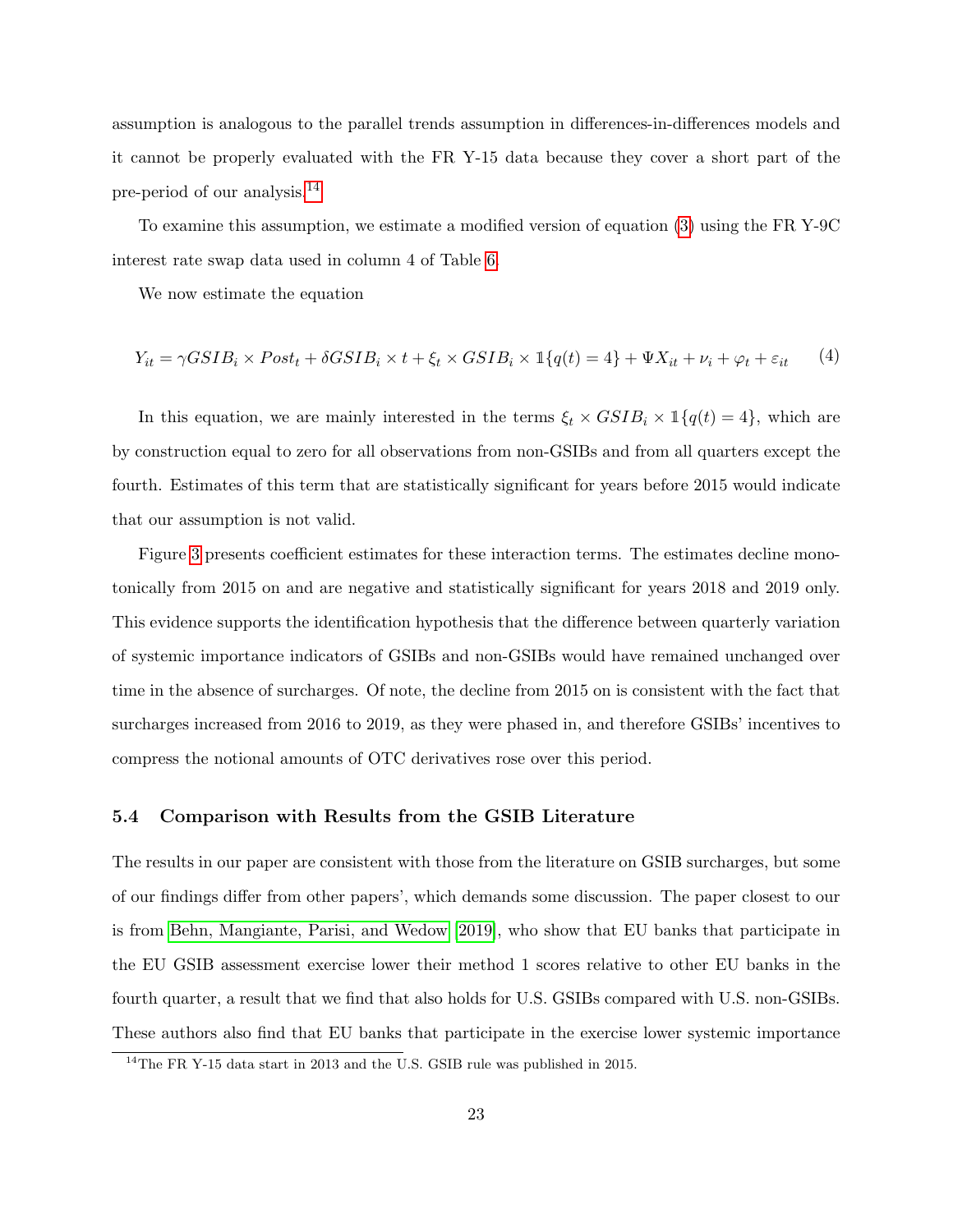assumption is analogous to the parallel trends assumption in differences-in-differences models and it cannot be properly evaluated with the FR Y-15 data because they cover a short part of the pre-period of our analysis.[14]

To examine this assumption, we estimate a modified version of equation (3) using the FR Y-9C interest rate swap data used in column 4 of Table 6.

We now estimate the equation

$$Y_{it} = \gamma GSIB_i \times Post_t + \delta GSIB_i \times t + \xi_t \times GSIB_i \times \mathbb{1}\{q(t) = 4\} + \Psi X_{it} + \nu_i + \varphi_t + \varepsilon_{it} \qquad (4)$$

In this equation, we are mainly interested in the terms $\xi_t \times GSIB_i \times \mathbb{1}\{q(t) = 4\}$, which are by construction equal to zero for all observations from non-GSIBs and from all quarters except the fourth. Estimates of this term that are statistically significant for years before 2015 would indicate that our assumption is not valid.

Figure 3 presents coefficient estimates for these interaction terms. The estimates decline monotonically from 2015 on and are negative and statistically significant for years 2018 and 2019 only. This evidence supports the identification hypothesis that the difference between quarterly variation of systemic importance indicators of GSIBs and non-GSIBs would have remained unchanged over time in the absence of surcharges. Of note, the decline from 2015 on is consistent with the fact that surcharges increased from 2016 to 2019, as they were phased in, and therefore GSIBs' incentives to compress the notional amounts of OTC derivatives rose over this period.

### 5.4 Comparison with Results from the GSIB Literature

The results in our paper are consistent with those from the literature on GSIB surcharges, but some of our findings differ from other papers', which demands some discussion. The paper closest to our is from Behn, Mangiante, Parisi, and Wedow [2019], who show that EU banks that participate in the EU GSIB assessment exercise lower their method 1 scores relative to other EU banks in the fourth quarter, a result that we find that also holds for U.S. GSIBs compared with U.S. non-GSIBs. These authors also find that EU banks that participate in the exercise lower systemic importance

[14] The FR Y-15 data start in 2013 and the U.S. GSIB rule was published in 2015.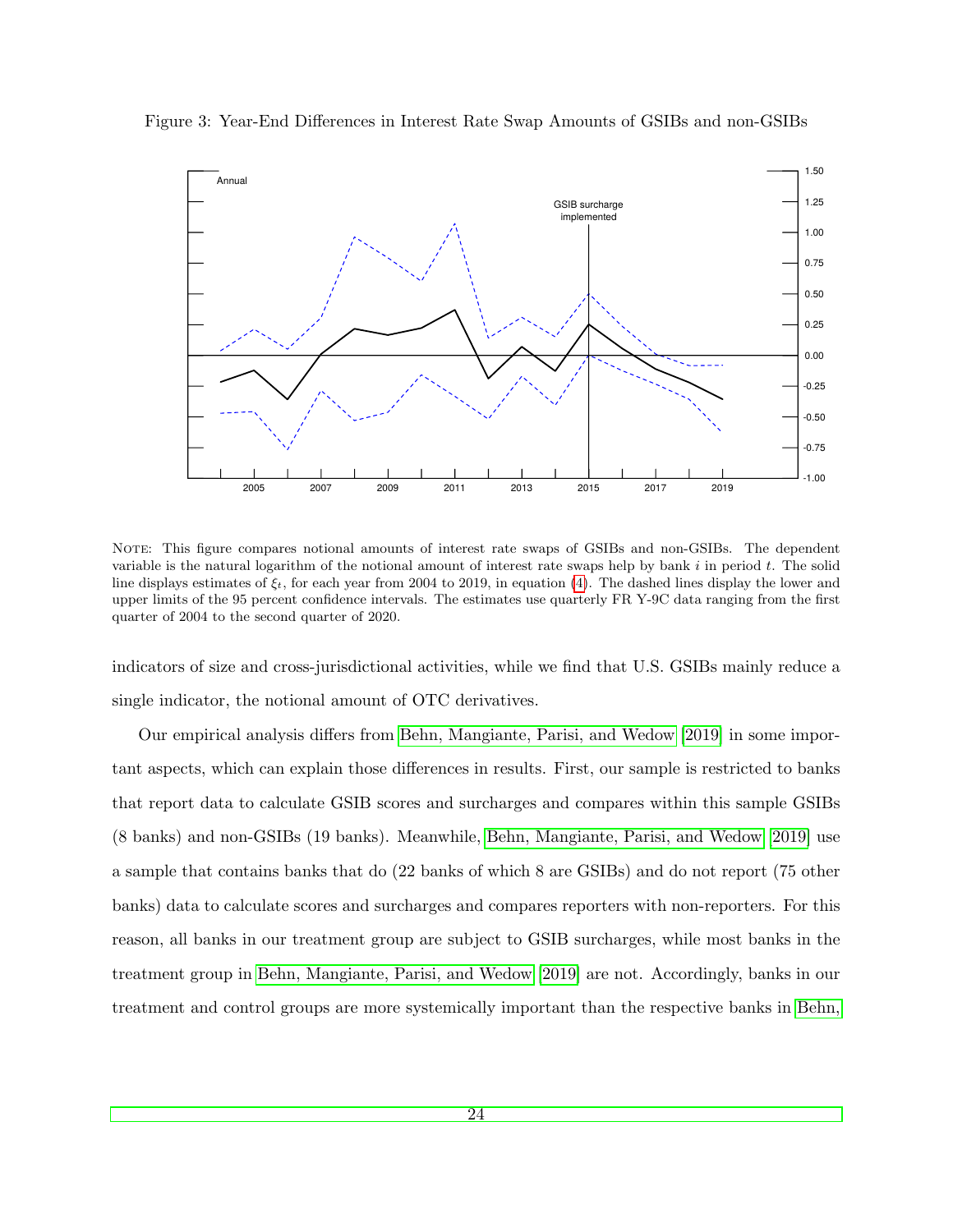Figure 3: Year-End Differences in Interest Rate Swap Amounts of GSIBs and non-GSIBs

NOTE: This figure compares notional amounts of interest rate swaps of GSIBs and non-GSIBs. The dependent variable is the natural logarithm of the notional amount of interest rate swaps help by bank $i$ in period $t$. The solid line displays estimates of $\xi_t$, for each year from 2004 to 2019, in equation (4). The dashed lines display the lower and upper limits of the 95 percent confidence intervals. The estimates use quarterly FR Y-9C data ranging from the first quarter of 2004 to the second quarter of 2020.

indicators of size and cross-jurisdictional activities, while we find that U.S. GSIBs mainly reduce a single indicator, the notional amount of OTC derivatives.

Our empirical analysis differs from Behn, Mangiante, Parisi, and Wedow [2019] in some important aspects, which can explain those differences in results. First, our sample is restricted to banks that report data to calculate GSIB scores and surcharges and compares within this sample GSIBs (8 banks) and non-GSIBs (19 banks). Meanwhile, Behn, Mangiante, Parisi, and Wedow [2019] use a sample that contains banks that do (22 banks of which 8 are GSIBs) and do not report (75 other banks) data to calculate scores and surcharges and compares reporters with non-reporters. For this reason, all banks in our treatment group are subject to GSIB surcharges, while most banks in the treatment group in Behn, Mangiante, Parisi, and Wedow [2019] are not. Accordingly, banks in our treatment and control groups are more systemically important than the respective banks in Behn,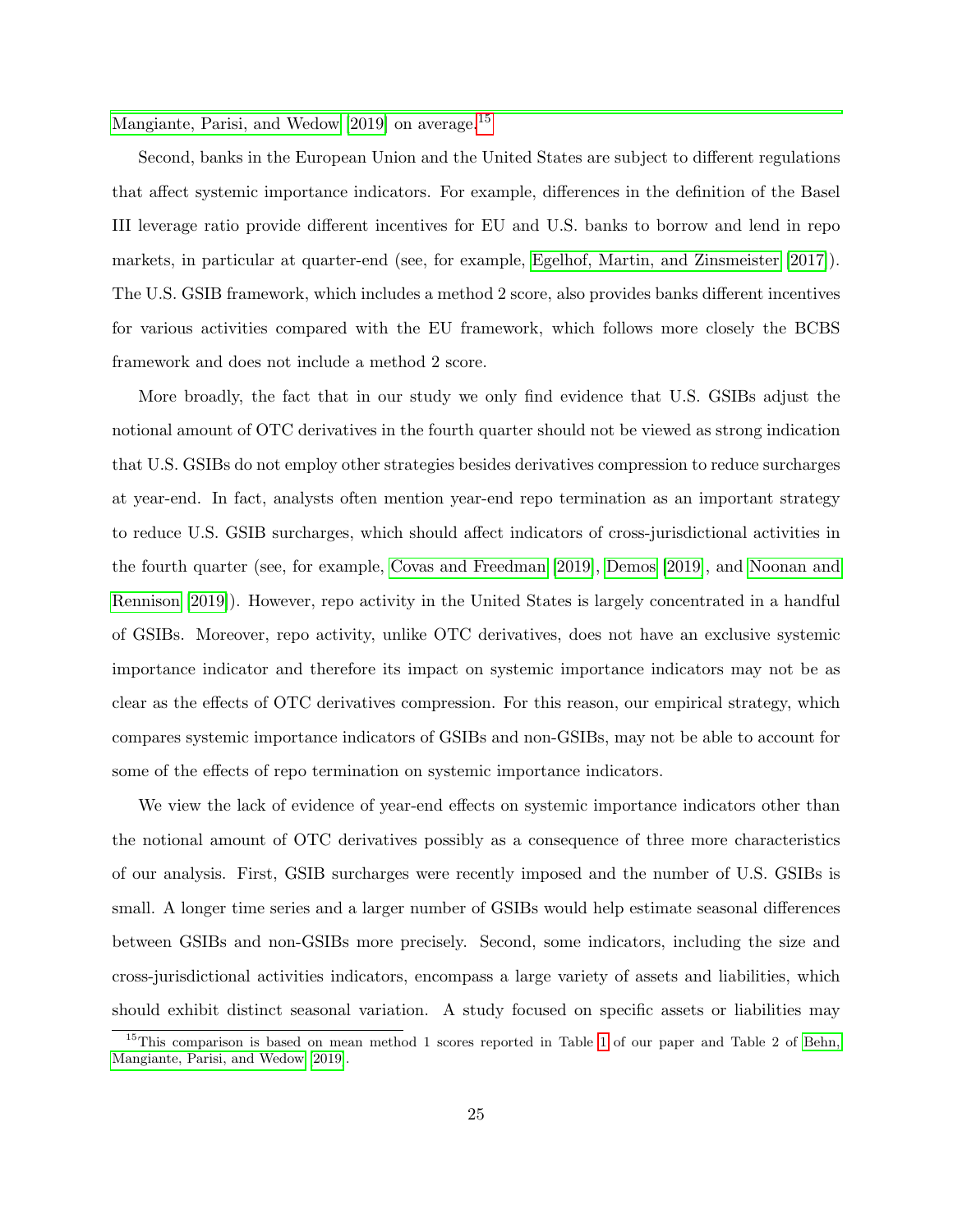Mangiante, Parisi, and Wedow (2019) on average.[15]

Second, banks in the European Union and the United States are subject to different regulations that affect systemic importance indicators. For example, differences in the definition of the Basel III leverage ratio provide different incentives for EU and U.S. banks to borrow and lend in repo markets, in particular at quarter-end (see, for example, Egelhof, Martin, and Zinsmeister (2017)). The U.S. GSIB framework, which includes a method 2 score, also provides banks different incentives for various activities compared with the EU framework, which follows more closely the BCBS framework and does not include a method 2 score.

More broadly, the fact that in our study we only find evidence that U.S. GSIBs adjust the notional amount of OTC derivatives in the fourth quarter should not be viewed as strong indication that U.S. GSIBs do not employ other strategies besides derivatives compression to reduce surcharges at year-end. In fact, analysts often mention year-end repo termination as an important strategy to reduce U.S. GSIB surcharges, which should affect indicators of cross-jurisdictional activities in the fourth quarter (see, for example, Covas and Freedman (2019), Demos (2019), and Noonan and Rennison (2019)). However, repo activity in the United States is largely concentrated in a handful of GSIBs. Moreover, repo activity, unlike OTC derivatives, does not have an exclusive systemic importance indicator and therefore its impact on systemic importance indicators may not be as clear as the effects of OTC derivatives compression. For this reason, our empirical strategy, which compares systemic importance indicators of GSIBs and non-GSIBs, may not be able to account for some of the effects of repo termination on systemic importance indicators.

We view the lack of evidence of year-end effects on systemic importance indicators other than the notional amount of OTC derivatives possibly as a consequence of three more characteristics of our analysis. First, GSIB surcharges were recently imposed and the number of U.S. GSIBs is small. A longer time series and a larger number of GSIBs would help estimate seasonal differences between GSIBs and non-GSIBs more precisely. Second, some indicators, including the size and cross-jurisdictional activities indicators, encompass a large variety of assets and liabilities, which should exhibit distinct seasonal variation. A study focused on specific assets or liabilities may

[15] This comparison is based on mean method 1 scores reported in Table 1 of our paper and Table 2 of Behn, Mangiante, Parisi, and Wedow (2019).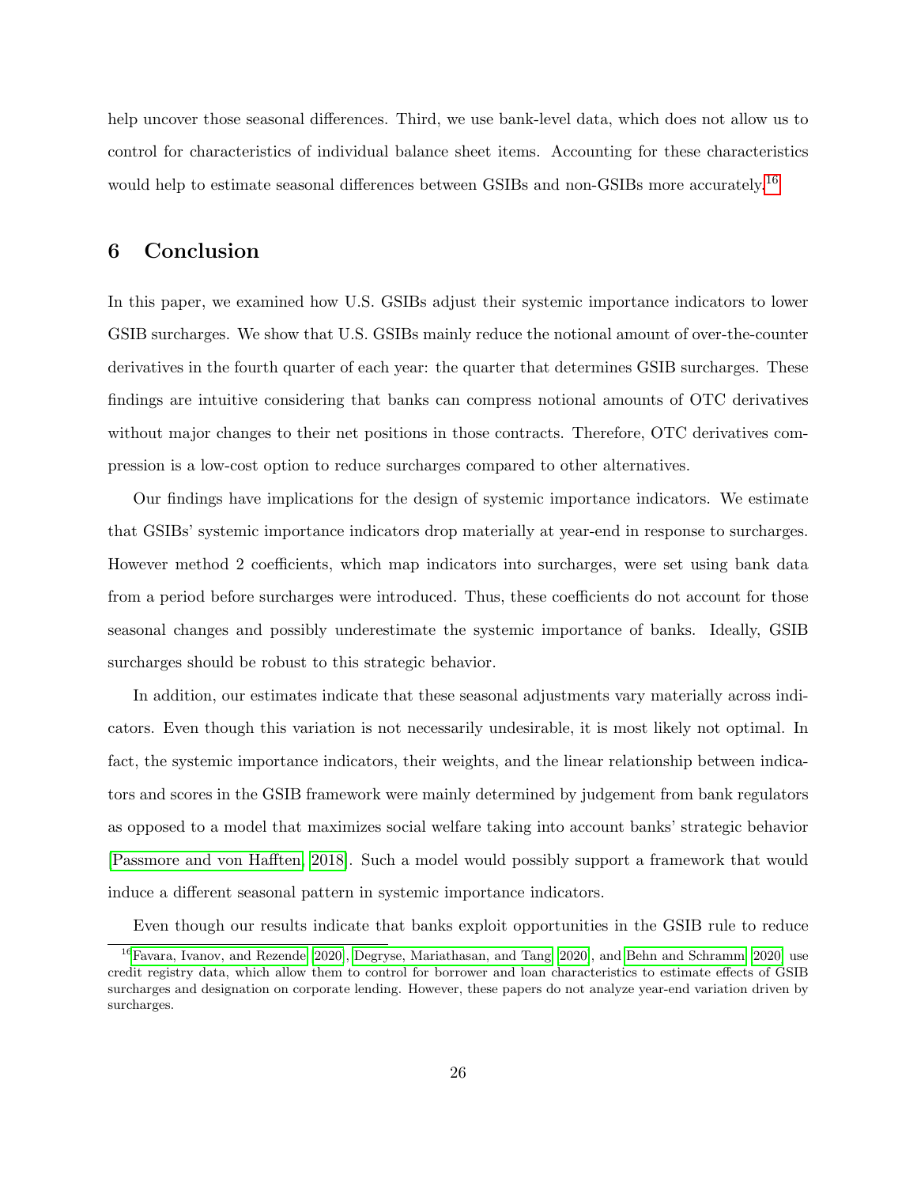help uncover those seasonal differences. Third, we use bank-level data, which does not allow us to control for characteristics of individual balance sheet items. Accounting for these characteristics would help to estimate seasonal differences between GSIBs and non-GSIBs more accurately.[16]

## 6 Conclusion

In this paper, we examined how U.S. GSIBs adjust their systemic importance indicators to lower GSIB surcharges. We show that U.S. GSIBs mainly reduce the notional amount of over-the-counter derivatives in the fourth quarter of each year: the quarter that determines GSIB surcharges. These findings are intuitive considering that banks can compress notional amounts of OTC derivatives without major changes to their net positions in those contracts. Therefore, OTC derivatives compression is a low-cost option to reduce surcharges compared to other alternatives.

Our findings have implications for the design of systemic importance indicators. We estimate that GSIBs' systemic importance indicators drop materially at year-end in response to surcharges. However method 2 coefficients, which map indicators into surcharges, were set using bank data from a period before surcharges were introduced. Thus, these coefficients do not account for those seasonal changes and possibly underestimate the systemic importance of banks. Ideally, GSIB surcharges should be robust to this strategic behavior.

In addition, our estimates indicate that these seasonal adjustments vary materially across indicators. Even though this variation is not necessarily undesirable, it is most likely not optimal. In fact, the systemic importance indicators, their weights, and the linear relationship between indicators and scores in the GSIB framework were mainly determined by judgement from bank regulators as opposed to a model that maximizes social welfare taking into account banks' strategic behavior [Passmore and von Hafften, 2018]. Such a model would possibly support a framework that would induce a different seasonal pattern in systemic importance indicators.

Even though our results indicate that banks exploit opportunities in the GSIB rule to reduce

[16] Favara, Ivanov, and Rezende [2020], Degryse, Mariathasan, and Tang [2020], and Behn and Schramm [2020] use credit registry data, which allow them to control for borrower and loan characteristics to estimate effects of GSIB surcharges and designation on corporate lending. However, these papers do not analyze year-end variation driven by surcharges.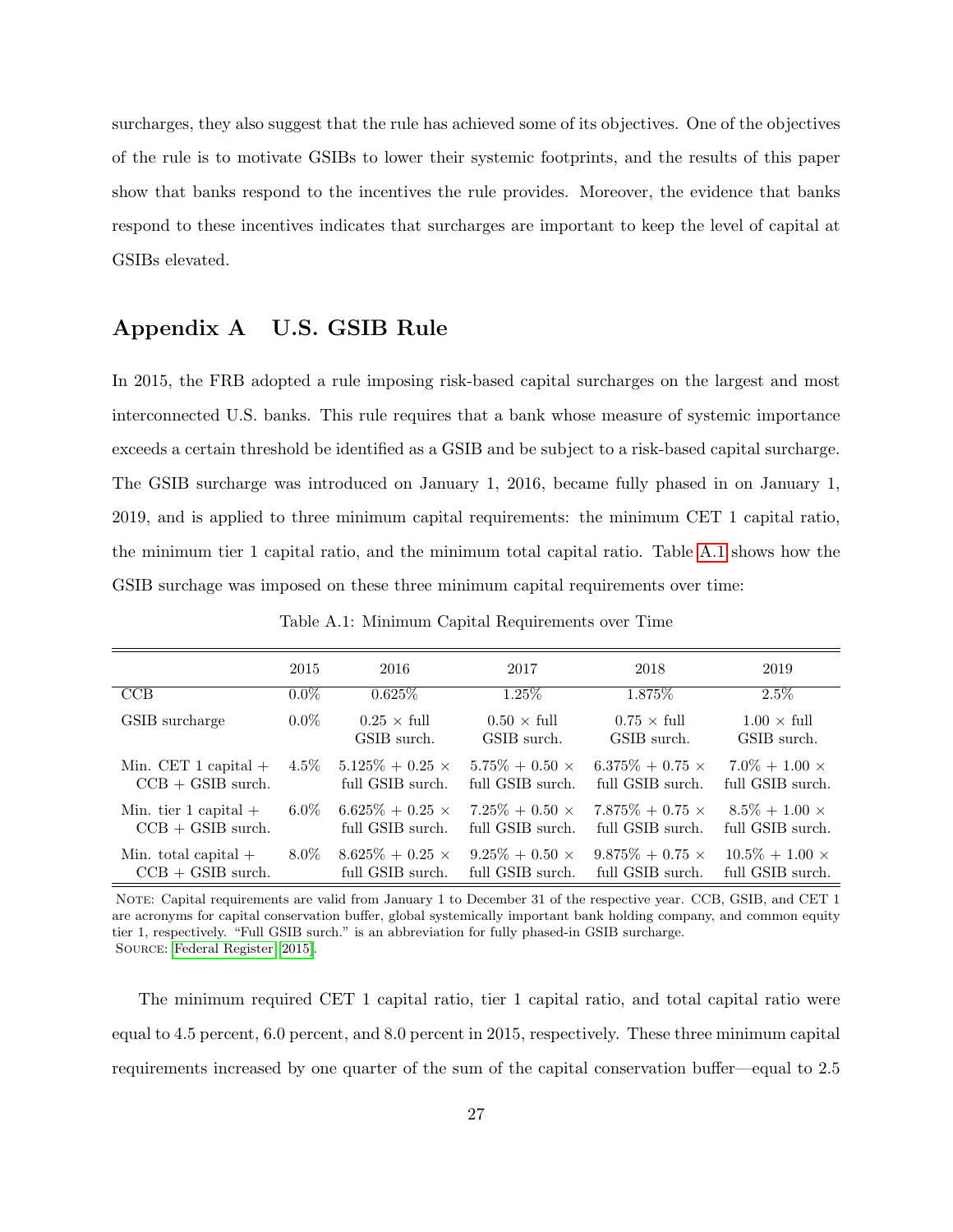surcharges, they also suggest that the rule has achieved some of its objectives. One of the objectives of the rule is to motivate GSIBs to lower their systemic footprints, and the results of this paper show that banks respond to the incentives the rule provides. Moreover, the evidence that banks respond to these incentives indicates that surcharges are important to keep the level of capital at GSIBs elevated.

## Appendix A U.S. GSIB Rule

In 2015, the FRB adopted a rule imposing risk-based capital surcharges on the largest and most interconnected U.S. banks. This rule requires that a bank whose measure of systemic importance exceeds a certain threshold be identified as a GSIB and be subject to a risk-based capital surcharge. The GSIB surcharge was introduced on January 1, 2016, became fully phased in on January 1, 2019, and is applied to three minimum capital requirements: the minimum CET 1 capital ratio, the minimum tier 1 capital ratio, and the minimum total capital ratio. Table A.1 shows how the GSIB surchage was imposed on these three minimum capital requirements over time:

Table A.1: Minimum Capital Requirements over Time

| | 2015 | 2016 | 2017 | 2018 | 2019 |
|---|---|---|---|---|---|
| CCB | 0.0% | 0.625% | 1.25% | 1.875% | 2.5% |
| GSIB surcharge | 0.0% | 0.25 × full GSIB surch. | 0.50 × full GSIB surch. | 0.75 × full GSIB surch. | 1.00 × full GSIB surch. |
| Min. CET 1 capital + CCB + GSIB surch. | 4.5% | 5.125% + 0.25 × full GSIB surch. | 5.75% + 0.50 × full GSIB surch. | 6.375% + 0.75 × full GSIB surch. | 7.0% + 1.00 × full GSIB surch. |
| Min. tier 1 capital + CCB + GSIB surch. | 6.0% | 6.625% + 0.25 × full GSIB surch. | 7.25% + 0.50 × full GSIB surch. | 7.875% + 0.75 × full GSIB surch. | 8.5% + 1.00 × full GSIB surch. |
| Min. total capital + CCB + GSIB surch. | 8.0% | 8.625% + 0.25 × full GSIB surch. | 9.25% + 0.50 × full GSIB surch. | 9.875% + 0.75 × full GSIB surch. | 10.5% + 1.00 × full GSIB surch. |

NOTE: Capital requirements are valid from January 1 to December 31 of the respective year. CCB, GSIB, and CET 1 are acronyms for capital conservation buffer, global systemically important bank holding company, and common equity tier 1, respectively. "Full GSIB surch." is an abbreviation for fully phased-in GSIB surcharge.
SOURCE: Federal Register (2015).

The minimum required CET 1 capital ratio, tier 1 capital ratio, and total capital ratio were equal to 4.5 percent, 6.0 percent, and 8.0 percent in 2015, respectively. These three minimum capital requirements increased by one quarter of the sum of the capital conservation buffer—equal to 2.5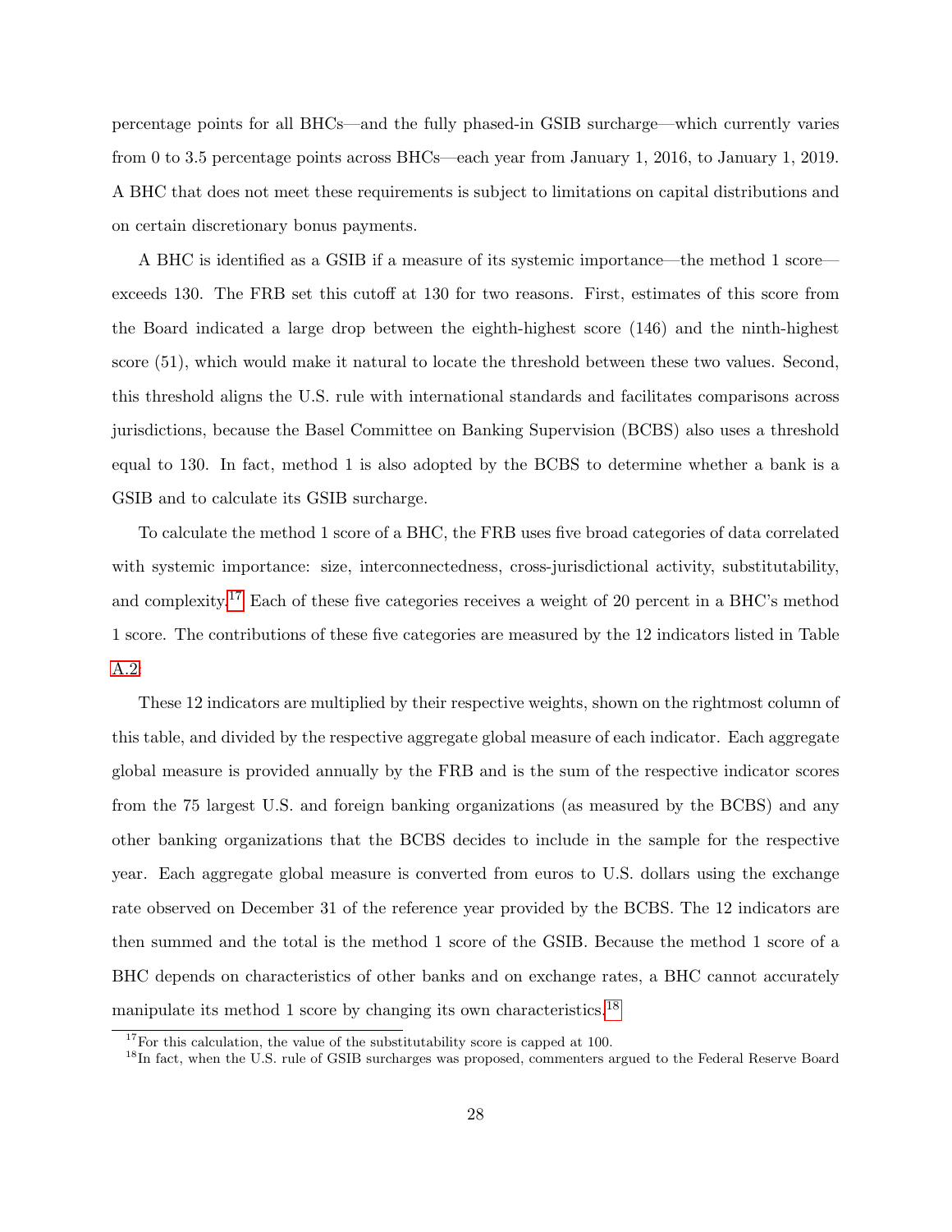percentage points for all BHCs—and the fully phased-in GSIB surcharge—which currently varies from 0 to 3.5 percentage points across BHCs—each year from January 1, 2016, to January 1, 2019. A BHC that does not meet these requirements is subject to limitations on capital distributions and on certain discretionary bonus payments.

A BHC is identified as a GSIB if a measure of its systemic importance—the method 1 score—exceeds 130. The FRB set this cutoff at 130 for two reasons. First, estimates of this score from the Board indicated a large drop between the eighth-highest score (146) and the ninth-highest score (51), which would make it natural to locate the threshold between these two values. Second, this threshold aligns the U.S. rule with international standards and facilitates comparisons across jurisdictions, because the Basel Committee on Banking Supervision (BCBS) also uses a threshold equal to 130. In fact, method 1 is also adopted by the BCBS to determine whether a bank is a GSIB and to calculate its GSIB surcharge.

To calculate the method 1 score of a BHC, the FRB uses five broad categories of data correlated with systemic importance: size, interconnectedness, cross-jurisdictional activity, substitutability, and complexity.[17] Each of these five categories receives a weight of 20 percent in a BHC's method 1 score. The contributions of these five categories are measured by the 12 indicators listed in Table A.2.

These 12 indicators are multiplied by their respective weights, shown on the rightmost column of this table, and divided by the respective aggregate global measure of each indicator. Each aggregate global measure is provided annually by the FRB and is the sum of the respective indicator scores from the 75 largest U.S. and foreign banking organizations (as measured by the BCBS) and any other banking organizations that the BCBS decides to include in the sample for the respective year. Each aggregate global measure is converted from euros to U.S. dollars using the exchange rate observed on December 31 of the reference year provided by the BCBS. The 12 indicators are then summed and the total is the method 1 score of the GSIB. Because the method 1 score of a BHC depends on characteristics of other banks and on exchange rates, a BHC cannot accurately manipulate its method 1 score by changing its own characteristics.[18]

[17] For this calculation, the value of the substitutability score is capped at 100.

[18] In fact, when the U.S. rule of GSIB surcharges was proposed, commenters argued to the Federal Reserve Board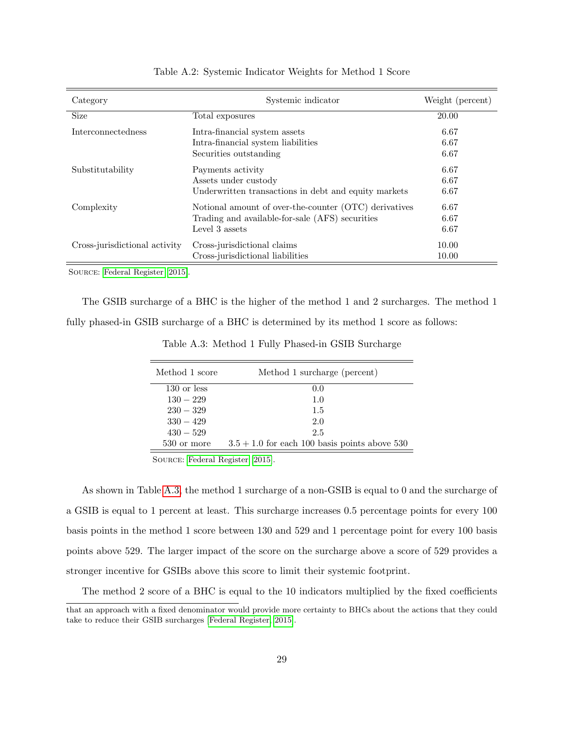Table A.2: Systemic Indicator Weights for Method 1 Score

| Category | Systemic indicator | Weight (percent) |
|---|---|---|
| Size | Total exposures | 20.00 |
| Interconnectedness | Intra-financial system assets | 6.67 |
| | Intra-financial system liabilities | 6.67 |
| | Securities outstanding | 6.67 |
| Substitutability | Payments activity | 6.67 |
| | Assets under custody | 6.67 |
| | Underwritten transactions in debt and equity markets | 6.67 |
| Complexity | Notional amount of over-the-counter (OTC) derivatives | 6.67 |
| | Trading and available-for-sale (AFS) securities | 6.67 |
| | Level 3 assets | 6.67 |
| Cross-jurisdictional activity | Cross-jurisdictional claims | 10.00 |
| | Cross-jurisdictional liabilities | 10.00 |

SOURCE: Federal Register [2015].

The GSIB surcharge of a BHC is the higher of the method 1 and 2 surcharges. The method 1 fully phased-in GSIB surcharge of a BHC is determined by its method 1 score as follows:

Table A.3: Method 1 Fully Phased-in GSIB Surcharge

| Method 1 score | Method 1 surcharge (percent) |
|---|---|
| 130 or less | 0.0 |
| $130 - 229$ | 1.0 |
| $230 - 329$ | 1.5 |
| $330 - 429$ | 2.0 |
| $430 - 529$ | 2.5 |
| 530 or more | $3.5 + 1.0$ for each 100 basis points above 530 |

SOURCE: Federal Register [2015].

As shown in Table A.3, the method 1 surcharge of a non-GSIB is equal to 0 and the surcharge of a GSIB is equal to 1 percent at least. This surcharge increases 0.5 percentage points for every 100 basis points in the method 1 score between 130 and 529 and 1 percentage point for every 100 basis points above 529. The larger impact of the score on the surcharge above a score of 529 provides a stronger incentive for GSIBs above this score to limit their systemic footprint.

The method 2 score of a BHC is equal to the 10 indicators multiplied by the fixed coefficients

that an approach with a fixed denominator would provide more certainty to BHCs about the actions that they could take to reduce their GSIB surcharges [Federal Register, 2015].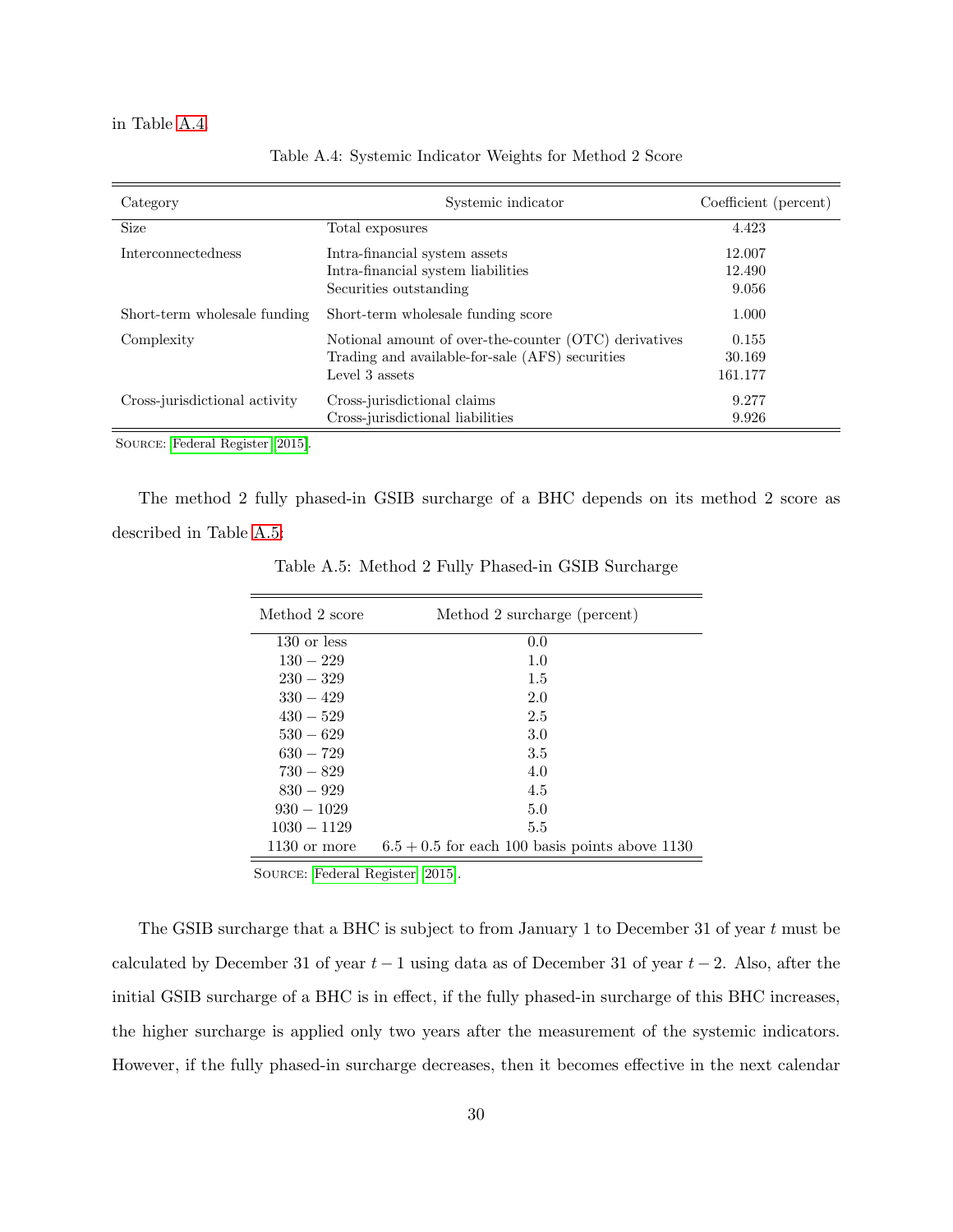in Table A.4.

Table A.4: Systemic Indicator Weights for Method 2 Score

| Category | Systemic indicator | Coefficient (percent) |
|---|---|---|
| Size | Total exposures | 4.423 |
| Interconnectedness | Intra-financial system assets | 12.007 |
| | Intra-financial system liabilities | 12.490 |
| | Securities outstanding | 9.056 |
| Short-term wholesale funding | Short-term wholesale funding score | 1.000 |
| Complexity | Notional amount of over-the-counter (OTC) derivatives | 0.155 |
| | Trading and available-for-sale (AFS) securities | 30.169 |
| | Level 3 assets | 161.177 |
| Cross-jurisdictional activity | Cross-jurisdictional claims | 9.277 |
| | Cross-jurisdictional liabilities | 9.926 |

SOURCE: Federal Register [2015].

The method 2 fully phased-in GSIB surcharge of a BHC depends on its method 2 score as described in Table A.5:

Table A.5: Method 2 Fully Phased-in GSIB Surcharge

| Method 2 score | Method 2 surcharge (percent) |
|---|---|
| 130 or less | 0.0 |
| $130 - 229$ | 1.0 |
| $230 - 329$ | 1.5 |
| $330 - 429$ | 2.0 |
| $430 - 529$ | 2.5 |
| $530 - 629$ | 3.0 |
| $630 - 729$ | 3.5 |
| $730 - 829$ | 4.0 |
| $830 - 929$ | 4.5 |
| $930 - 1029$ | 5.0 |
| $1030 - 1129$ | 5.5 |
| 1130 or more | $6.5 + 0.5$ for each 100 basis points above 1130 |

SOURCE: Federal Register [2015].

The GSIB surcharge that a BHC is subject to from January 1 to December 31 of year $t$ must be calculated by December 31 of year $t-1$ using data as of December 31 of year $t-2$. Also, after the initial GSIB surcharge of a BHC is in effect, if the fully phased-in surcharge of this BHC increases, the higher surcharge is applied only two years after the measurement of the systemic indicators. However, if the fully phased-in surcharge decreases, then it becomes effective in the next calendar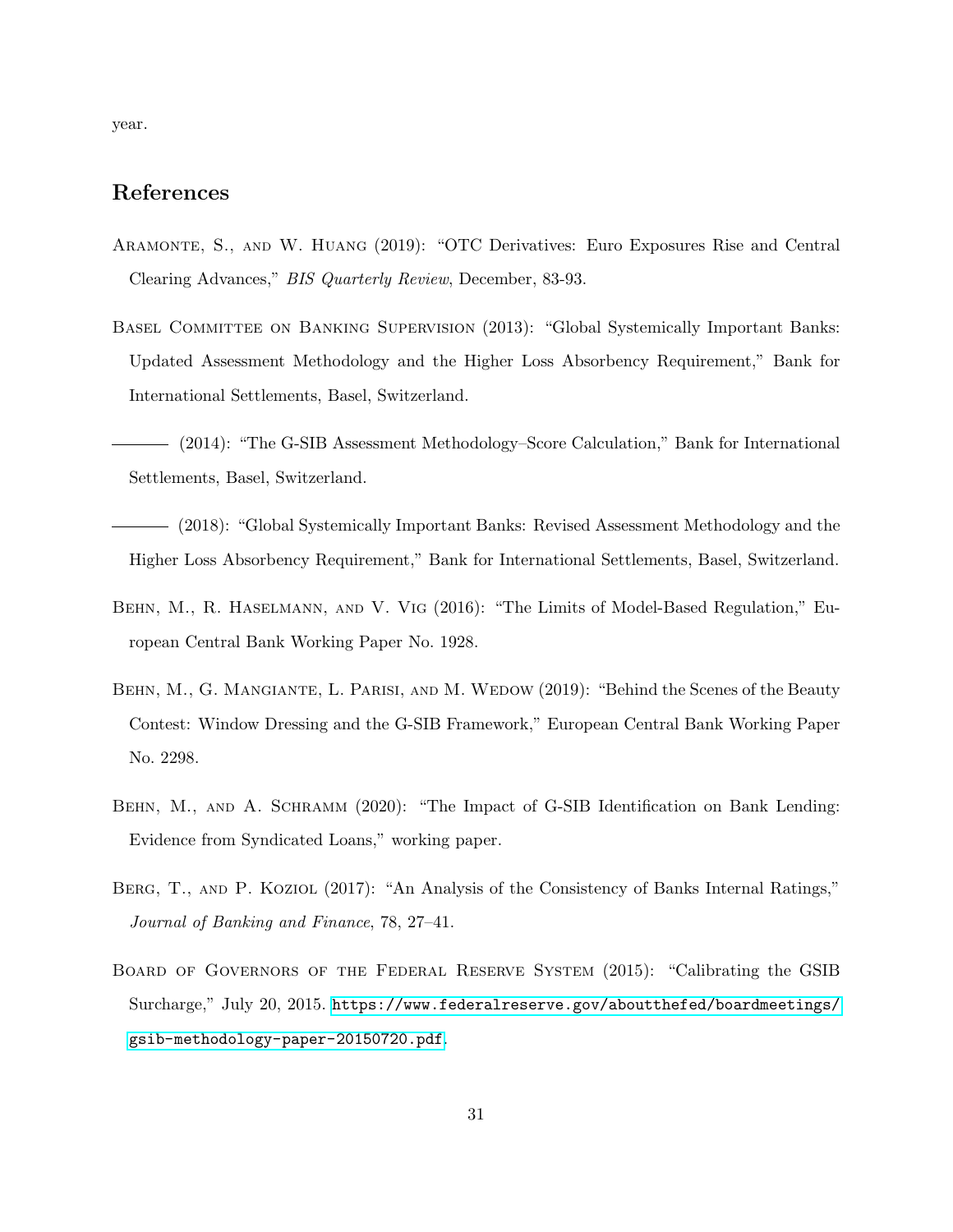year.

## References

Aramonte, S., and W. Huang (2019): "OTC Derivatives: Euro Exposures Rise and Central Clearing Advances," *BIS Quarterly Review*, December, 83-93.

Basel Committee on Banking Supervision (2013): "Global Systemically Important Banks: Updated Assessment Methodology and the Higher Loss Absorbency Requirement," Bank for International Settlements, Basel, Switzerland.

——— (2014): "The G-SIB Assessment Methodology–Score Calculation," Bank for International Settlements, Basel, Switzerland.

——— (2018): "Global Systemically Important Banks: Revised Assessment Methodology and the Higher Loss Absorbency Requirement," Bank for International Settlements, Basel, Switzerland.

Behn, M., R. Haselmann, and V. Vig (2016): "The Limits of Model-Based Regulation," European Central Bank Working Paper No. 1928.

Behn, M., G. Mangiante, L. Parisi, and M. Wedow (2019): "Behind the Scenes of the Beauty Contest: Window Dressing and the G-SIB Framework," European Central Bank Working Paper No. 2298.

Behn, M., and A. Schramm (2020): "The Impact of G-SIB Identification on Bank Lending: Evidence from Syndicated Loans," working paper.

Berg, T., and P. Koziol (2017): "An Analysis of the Consistency of Banks Internal Ratings," *Journal of Banking and Finance*, 78, 27–41.

Board of Governors of the Federal Reserve System (2015): "Calibrating the GSIB Surcharge," July 20, 2015. https://www.federalreserve.gov/aboutthefed/boardmeetings/gsib-methodology-paper-20150720.pdf.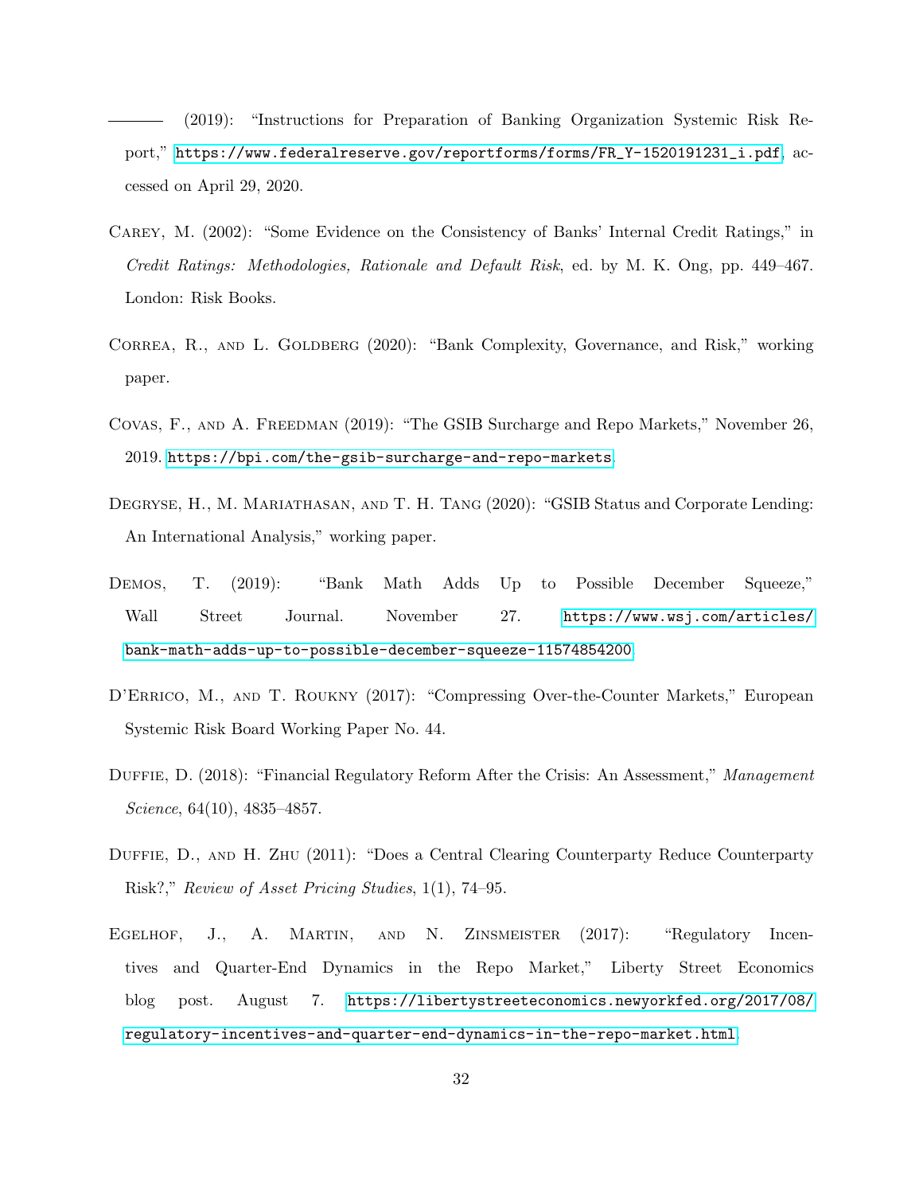——— (2019): "Instructions for Preparation of Banking Organization Systemic Risk Report," https://www.federalreserve.gov/reportforms/forms/FR_Y-1520191231_i.pdf, accessed on April 29, 2020.

Carey, M. (2002): "Some Evidence on the Consistency of Banks' Internal Credit Ratings," in *Credit Ratings: Methodologies, Rationale and Default Risk*, ed. by M. K. Ong, pp. 449–467. London: Risk Books.

Correa, R., and L. Goldberg (2020): "Bank Complexity, Governance, and Risk," working paper.

Covas, F., and A. Freedman (2019): "The GSIB Surcharge and Repo Markets," November 26, 2019. https://bpi.com/the-gsib-surcharge-and-repo-markets.

Degryse, H., M. Mariathasan, and T. H. Tang (2020): "GSIB Status and Corporate Lending: An International Analysis," working paper.

Demos, T. (2019): "Bank Math Adds Up to Possible December Squeeze," Wall Street Journal. November 27. https://www.wsj.com/articles/bank-math-adds-up-to-possible-december-squeeze-11574854200.

D'Errico, M., and T. Roukny (2017): "Compressing Over-the-Counter Markets," European Systemic Risk Board Working Paper No. 44.

Duffie, D. (2018): "Financial Regulatory Reform After the Crisis: An Assessment," *Management Science*, 64(10), 4835–4857.

Duffie, D., and H. Zhu (2011): "Does a Central Clearing Counterparty Reduce Counterparty Risk?," *Review of Asset Pricing Studies*, 1(1), 74–95.

Egelhof, J., A. Martin, and N. Zinsmeister (2017): "Regulatory Incentives and Quarter-End Dynamics in the Repo Market," Liberty Street Economics blog post. August 7. https://libertystreeteconomics.newyorkfed.org/2017/08/regulatory-incentives-and-quarter-end-dynamics-in-the-repo-market.html.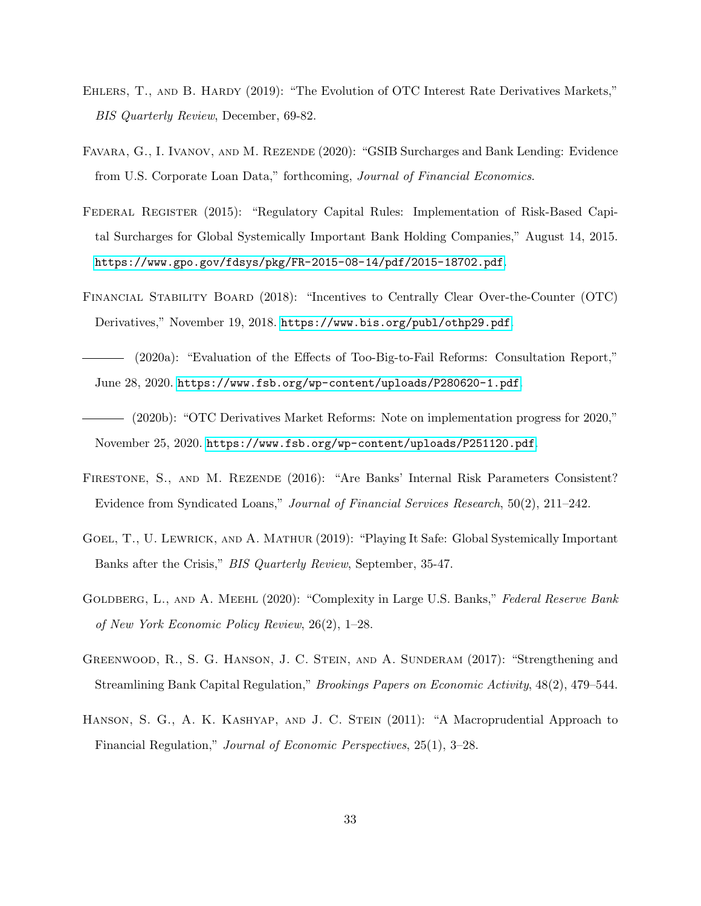Ehlers, T., and B. Hardy (2019): "The Evolution of OTC Interest Rate Derivatives Markets," *BIS Quarterly Review*, December, 69-82.

Favara, G., I. Ivanov, and M. Rezende (2020): "GSIB Surcharges and Bank Lending: Evidence from U.S. Corporate Loan Data," forthcoming, *Journal of Financial Economics*.

Federal Register (2015): "Regulatory Capital Rules: Implementation of Risk-Based Capital Surcharges for Global Systemically Important Bank Holding Companies," August 14, 2015. https://www.gpo.gov/fdsys/pkg/FR-2015-08-14/pdf/2015-18702.pdf.

Financial Stability Board (2018): "Incentives to Centrally Clear Over-the-Counter (OTC) Derivatives," November 19, 2018. https://www.bis.org/publ/othp29.pdf.

——— (2020a): "Evaluation of the Effects of Too-Big-to-Fail Reforms: Consultation Report," June 28, 2020. https://www.fsb.org/wp-content/uploads/P280620-1.pdf.

——— (2020b): "OTC Derivatives Market Reforms: Note on implementation progress for 2020," November 25, 2020. https://www.fsb.org/wp-content/uploads/P251120.pdf.

Firestone, S., and M. Rezende (2016): "Are Banks' Internal Risk Parameters Consistent? Evidence from Syndicated Loans," *Journal of Financial Services Research*, 50(2), 211–242.

Goel, T., U. Lewrick, and A. Mathur (2019): "Playing It Safe: Global Systemically Important Banks after the Crisis," *BIS Quarterly Review*, September, 35-47.

Goldberg, L., and A. Meehl (2020): "Complexity in Large U.S. Banks," *Federal Reserve Bank of New York Economic Policy Review*, 26(2), 1–28.

Greenwood, R., S. G. Hanson, J. C. Stein, and A. Sunderam (2017): "Strengthening and Streamlining Bank Capital Regulation," *Brookings Papers on Economic Activity*, 48(2), 479–544.

Hanson, S. G., A. K. Kashyap, and J. C. Stein (2011): "A Macroprudential Approach to Financial Regulation," *Journal of Economic Perspectives*, 25(1), 3–28.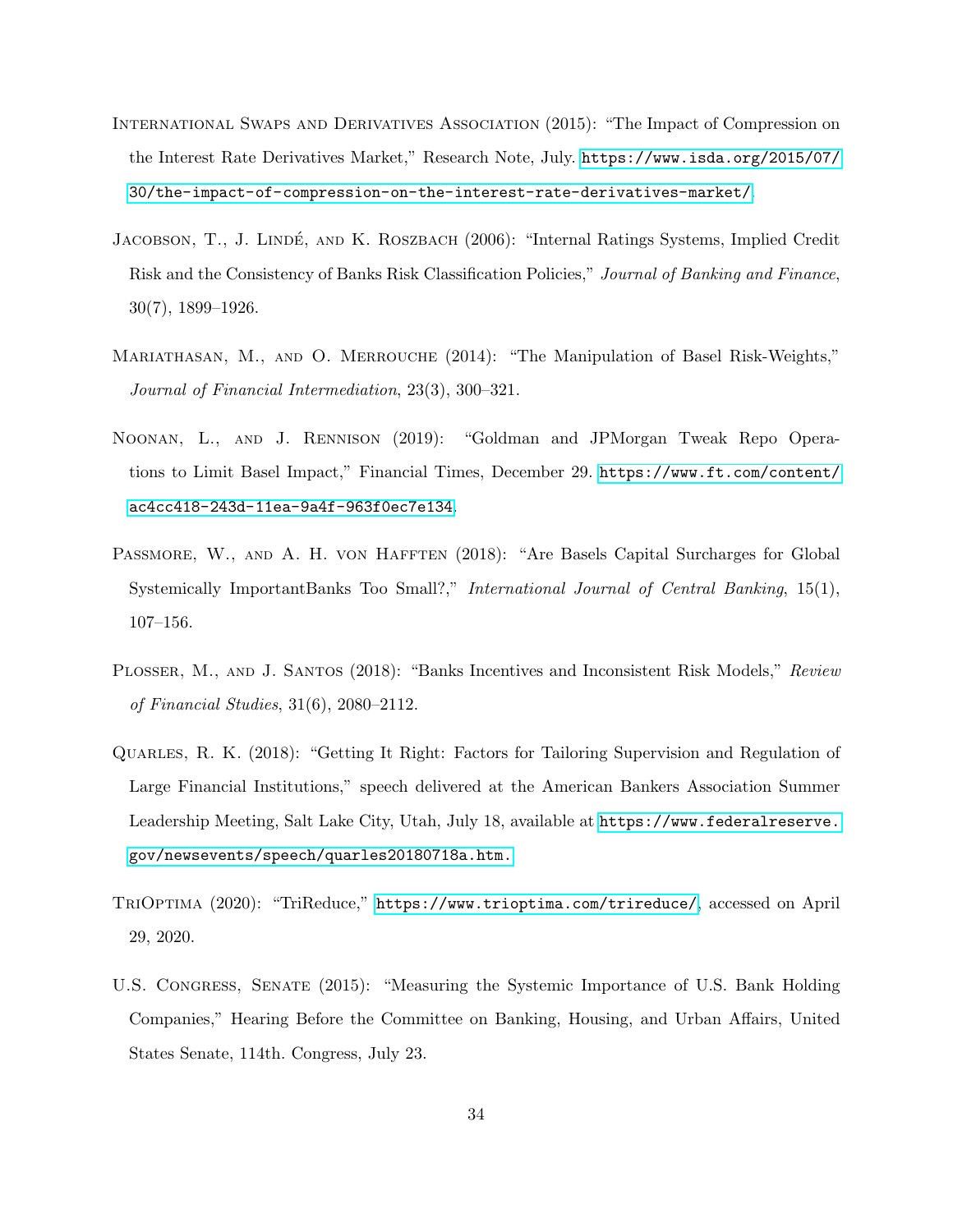International Swaps and Derivatives Association (2015): "The Impact of Compression on the Interest Rate Derivatives Market," Research Note, July. https://www.isda.org/2015/07/30/the-impact-of-compression-on-the-interest-rate-derivatives-market/.

Jacobson, T., J. Lindé, and K. Roszbach (2006): "Internal Ratings Systems, Implied Credit Risk and the Consistency of Banks Risk Classification Policies," *Journal of Banking and Finance*, 30(7), 1899–1926.

Mariathasan, M., and O. Merrouche (2014): "The Manipulation of Basel Risk-Weights," *Journal of Financial Intermediation*, 23(3), 300–321.

Noonan, L., and J. Rennison (2019): "Goldman and JPMorgan Tweak Repo Operations to Limit Basel Impact," Financial Times, December 29. https://www.ft.com/content/ac4cc418-243d-11ea-9a4f-963f0ec7e134.

Passmore, W., and A. H. von Haffen (2018): "Are Basels Capital Surcharges for Global Systemically ImportantBanks Too Small?," *International Journal of Central Banking*, 15(1), 107–156.

Plosser, M., and J. Santos (2018): "Banks Incentives and Inconsistent Risk Models," *Review of Financial Studies*, 31(6), 2080–2112.

Quarles, R. K. (2018): "Getting It Right: Factors for Tailoring Supervision and Regulation of Large Financial Institutions," speech delivered at the American Bankers Association Summer Leadership Meeting, Salt Lake City, Utah, July 18, available at https://www.federalreserve.gov/newsevents/speech/quarles20180718a.htm.

TriOptima (2020): "TriReduce," https://www.trioptima.com/trireduce/, accessed on April 29, 2020.

U.S. Congress, Senate (2015): "Measuring the Systemic Importance of U.S. Bank Holding Companies," Hearing Before the Committee on Banking, Housing, and Urban Affairs, United States Senate, 114th. Congress, July 23.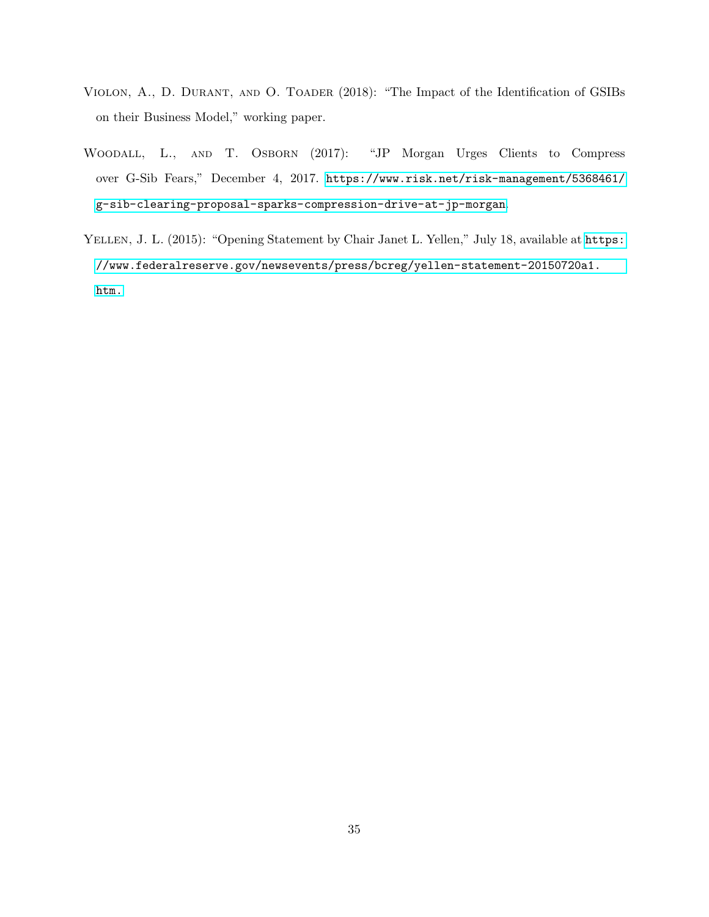Violon, A., D. Durant, and O. Toader (2018): "The Impact of the Identification of GSIBs on their Business Model," working paper.

Woodall, L., and T. Osborn (2017): "JP Morgan Urges Clients to Compress over G-Sib Fears," December 4, 2017. https://www.risk.net/risk-management/5368461/g-sib-clearing-proposal-sparks-compression-drive-at-jp-morgan.

Yellen, J. L. (2015): "Opening Statement by Chair Janet L. Yellen," July 18, available at https://www.federalreserve.gov/newsevents/press/bcreg/yellen-statement-20150720a1.htm.